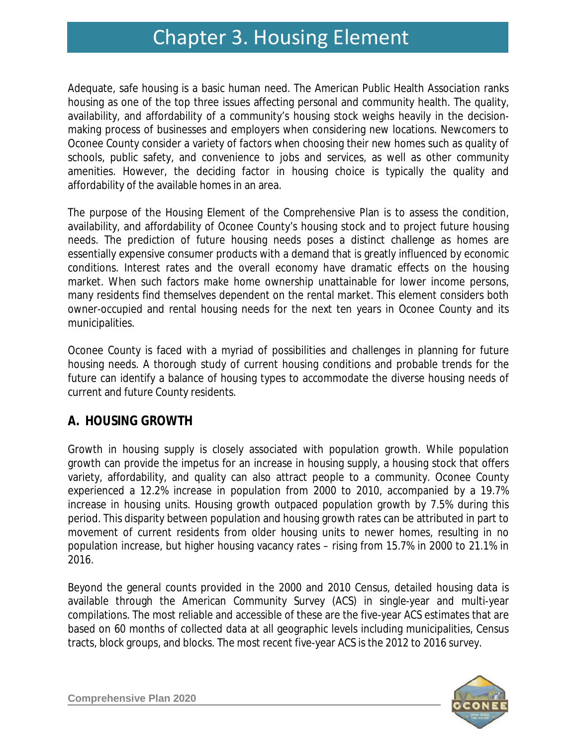# Chapter 3. Housing Element

Adequate, safe housing is a basic human need. The American Public Health Association ranks housing as one of the top three issues affecting personal and community health. The quality, availability, and affordability of a community's housing stock weighs heavily in the decision-making process of businesses and employers when considering new locations. Newcomers to Oconee County consider a variety of factors when choosing their new homes such as quality of schools, public safety, and convenience to jobs and services, as well as other community amenities. However, the deciding factor in housing choice is typically the quality and affordability of the available homes in an area.

The purpose of the Housing Element of the Comprehensive Plan is to assess the condition, availability, and affordability of Oconee County's housing stock and to project future housing needs. The prediction of future housing needs poses a distinct challenge as homes are essentially expensive consumer products with a demand that is greatly influenced by economic conditions. Interest rates and the overall economy have dramatic effects on the housing market. When such factors make home ownership unattainable for lower income persons, many residents find themselves dependent on the rental market. This element considers both owner-occupied and rental housing needs for the next ten years in Oconee County and its municipalities.

Oconee County is faced with a myriad of possibilities and challenges in planning for future housing needs. A thorough study of current housing conditions and probable trends for the future can identify a balance of housing types to accommodate the diverse housing needs of current and future County residents.

## A. HOUSING GROWTH

Growth in housing supply is closely associated with population growth. While population growth can provide the impetus for an increase in housing supply, a housing stock that offers variety, affordability, and quality can also attract people to a community. Oconee County experienced a 12.2% increase in population from 2000 to 2010, accompanied by a 19.7% increase in housing units. Housing growth outpaced population growth by 7.5% during this period. This disparity between population and housing growth rates can be attributed in part to movement of current residents from older housing units to newer homes, resulting in no population increase, but higher housing vacancy rates – rising from 15.7% in 2000 to 21.1% in 2016.

Beyond the general counts provided in the 2000 and 2010 Census, detailed housing data is available through the American Community Survey (ACS) in single-year and multi-year compilations. The most reliable and accessible of these are the five-year ACS estimates that are based on 60 months of collected data at all geographic levels including municipalities, Census tracts, block groups, and blocks. The most recent five-year ACS is the 2012 to 2016 survey.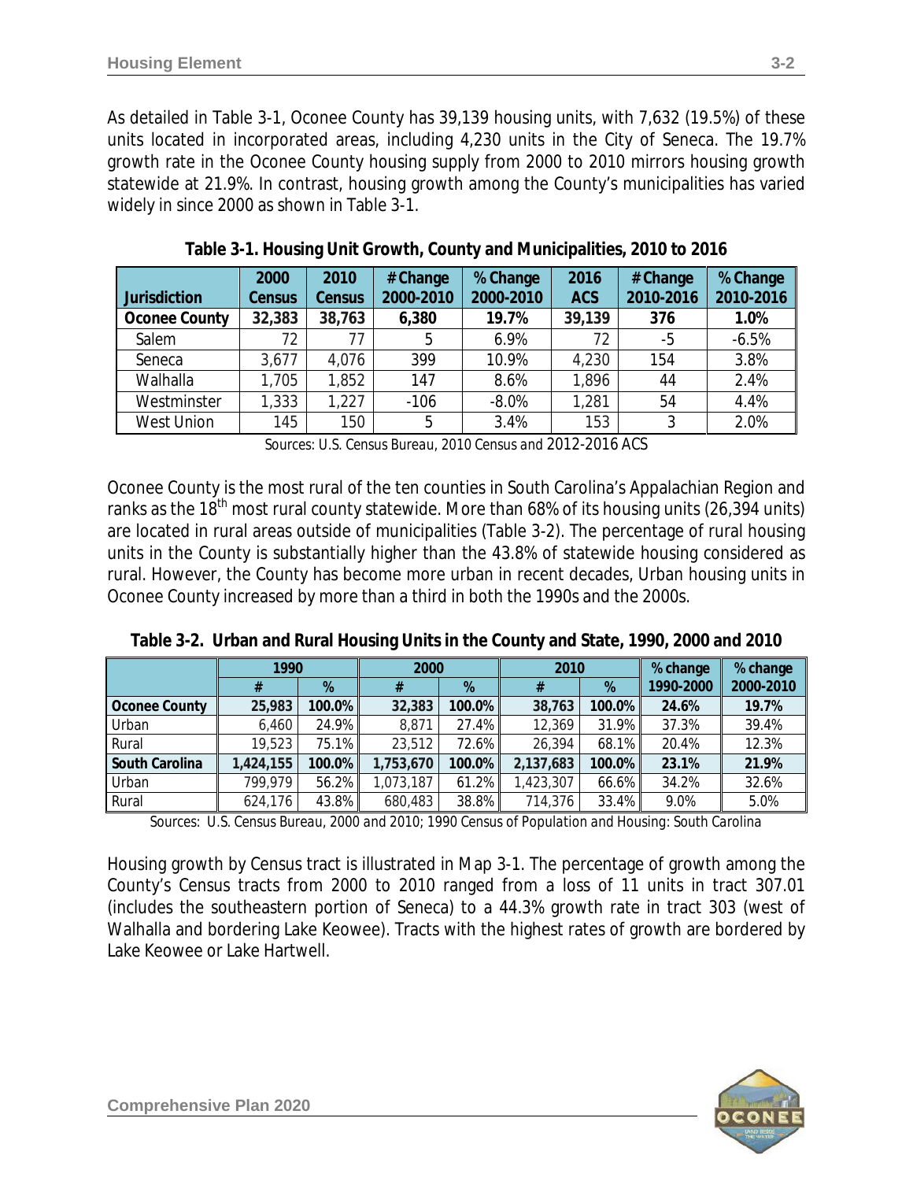As detailed in Table 3-1, Oconee County has 39,139 housing units, with 7,632 (19.5%) of these units located in incorporated areas, including 4,230 units in the City of Seneca. The 19.7% growth rate in the Oconee County housing supply from 2000 to 2010 mirrors housing growth statewide at 21.9%. In contrast, housing growth among the County's municipalities has varied widely in since 2000 as shown in Table 3-1.

**Table 3-1. Housing Unit Growth, County and Municipalities, 2010 to 2016**

| Jurisdiction | 2000 Census | 2010 Census | # Change 2000-2010 | % Change 2000-2010 | 2016 ACS | # Change 2010-2016 | % Change 2010-2016 |
|---|---|---|---|---|---|---|---|
| **Oconee County** | **32,383** | **38,763** | **6,380** | **19.7%** | **39,139** | **376** | **1.0%** |
| Salem | 72 | 77 | 5 | 6.9% | 72 | -5 | -6.5% |
| Seneca | 3,677 | 4,076 | 399 | 10.9% | 4,230 | 154 | 3.8% |
| Walhalla | 1,705 | 1,852 | 147 | 8.6% | 1,896 | 44 | 2.4% |
| Westminster | 1,333 | 1,227 | -106 | -8.0% | 1,281 | 54 | 4.4% |
| West Union | 145 | 150 | 5 | 3.4% | 153 | 3 | 2.0% |

*Sources: U.S. Census Bureau, 2010 Census and 2012-2016 ACS*

Oconee County is the most rural of the ten counties in South Carolina's Appalachian Region and ranks as the 18th most rural county statewide. More than 68% of its housing units (26,394 units) are located in rural areas outside of municipalities (Table 3-2). The percentage of rural housing units in the County is substantially higher than the 43.8% of statewide housing considered as rural. However, the County has become more urban in recent decades, Urban housing units in Oconee County increased by more than a third in both the 1990s and the 2000s.

**Table 3-2. Urban and Rural Housing Units in the County and State, 1990, 2000 and 2010**

| | 1990 | | 2000 | | 2010 | | % change 1990-2000 | % change 2000-2010 |
|---|---|---|---|---|---|---|---|---|
| | # | % | # | % | # | % | | |
| **Oconee County** | **25,983** | **100.0%** | **32,383** | **100.0%** | **38,763** | **100.0%** | **24.6%** | **19.7%** |
| Urban | 6,460 | 24.9% | 8,871 | 27.4% | 12,369 | 31.9% | 37.3% | 39.4% |
| Rural | 19,523 | 75.1% | 23,512 | 72.6% | 26,394 | 68.1% | 20.4% | 12.3% |
| **South Carolina** | **1,424,155** | **100.0%** | **1,753,670** | **100.0%** | **2,137,683** | **100.0%** | **23.1%** | **21.9%** |
| Urban | 799,979 | 56.2% | 1,073,187 | 61.2% | 1,423,307 | 66.6% | 34.2% | 32.6% |
| Rural | 624,176 | 43.8% | 680,483 | 38.8% | 714,376 | 33.4% | 9.0% | 5.0% |

*Sources: U.S. Census Bureau, 2000 and 2010; 1990 Census of Population and Housing: South Carolina*

Housing growth by Census tract is illustrated in Map 3-1. The percentage of growth among the County's Census tracts from 2000 to 2010 ranged from a loss of 11 units in tract 307.01 (includes the southeastern portion of Seneca) to a 44.3% growth rate in tract 303 (west of Walhalla and bordering Lake Keowee). Tracts with the highest rates of growth are bordered by Lake Keowee or Lake Hartwell.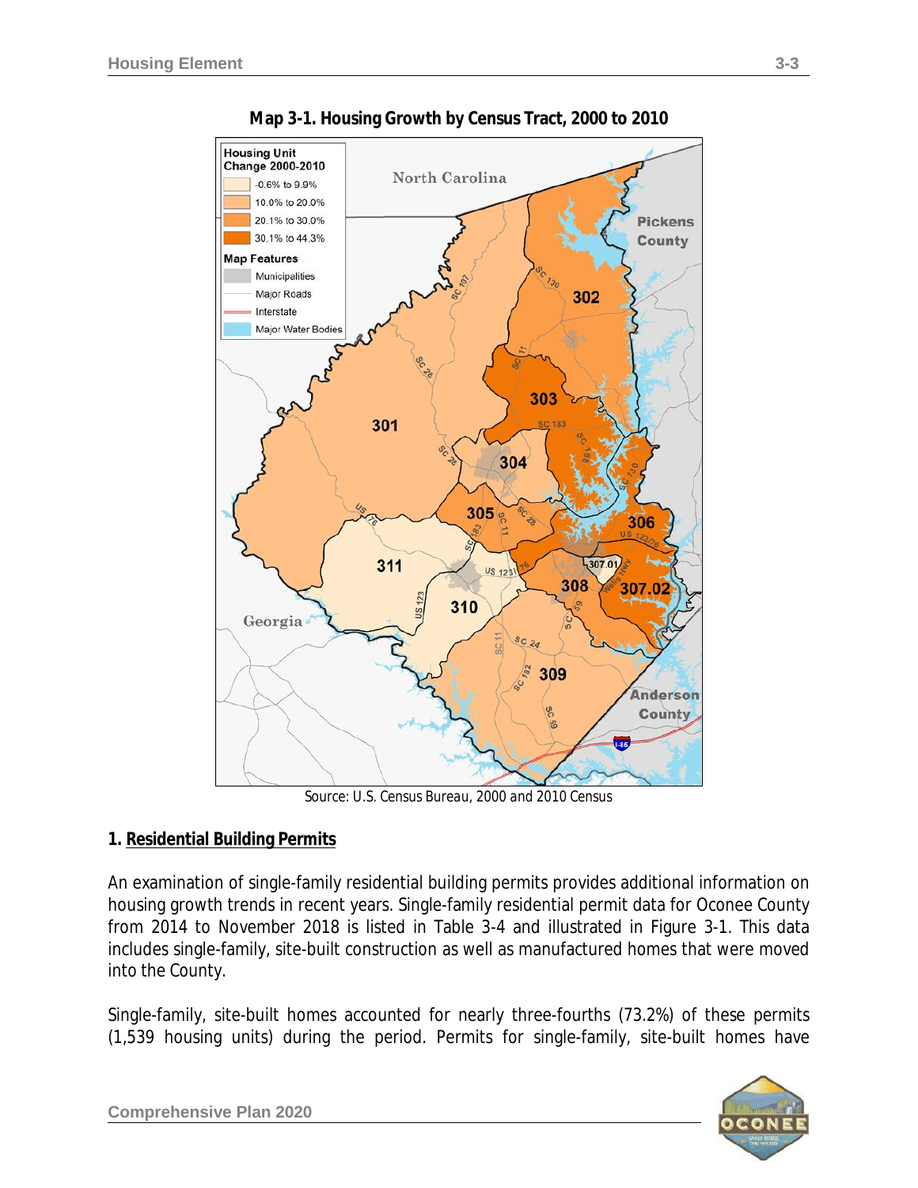**Map 3-1. Housing Growth by Census Tract, 2000 to 2010**

Source: U.S. Census Bureau, 2000 and 2010 Census

## 1. Residential Building Permits

An examination of single-family residential building permits provides additional information on housing growth trends in recent years. Single-family residential permit data for Oconee County from 2014 to November 2018 is listed in Table 3-4 and illustrated in Figure 3-1. This data includes single-family, site-built construction as well as manufactured homes that were moved into the County.

Single-family, site-built homes accounted for nearly three-fourths (73.2%) of these permits (1,539 housing units) during the period. Permits for single-family, site-built homes have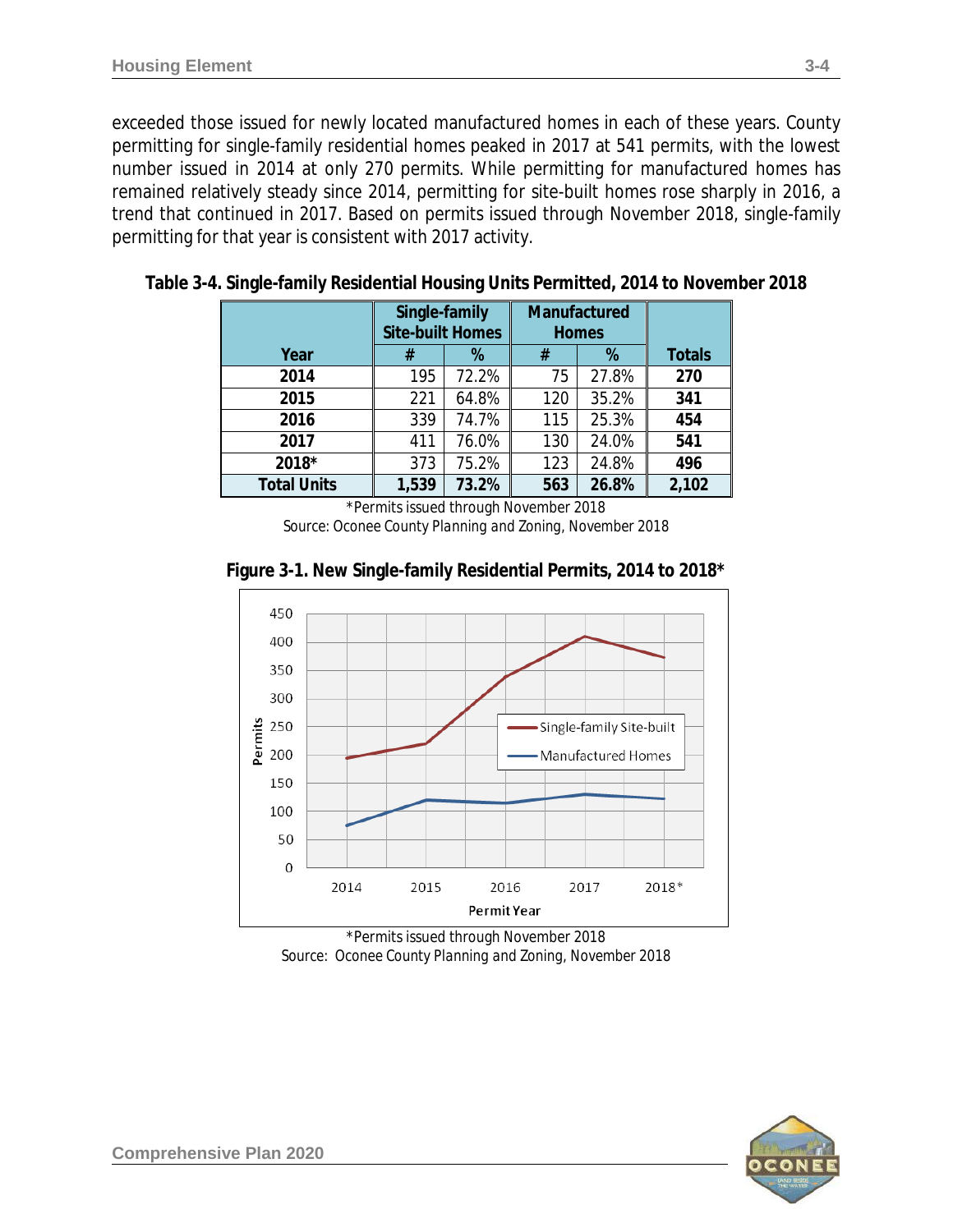exceeded those issued for newly located manufactured homes in each of these years. County permitting for single-family residential homes peaked in 2017 at 541 permits, with the lowest number issued in 2014 at only 270 permits. While permitting for manufactured homes has remained relatively steady since 2014, permitting for site-built homes rose sharply in 2016, a trend that continued in 2017. Based on permits issued through November 2018, single-family permitting for that year is consistent with 2017 activity.

**Table 3-4. Single-family Residential Housing Units Permitted, 2014 to November 2018**

| Year | Single-family Site-built Homes | | Manufactured Homes | | Totals |
|---|---|---|---|---|---|
| | # | % | # | % | |
| **2014** | 195 | 72.2% | 75 | 27.8% | **270** |
| **2015** | 221 | 64.8% | 120 | 35.2% | **341** |
| **2016** | 339 | 74.7% | 115 | 25.3% | **454** |
| **2017** | 411 | 76.0% | 130 | 24.0% | **541** |
| **2018*** | 373 | 75.2% | 123 | 24.8% | **496** |
| **Total Units** | **1,539** | **73.2%** | **563** | **26.8%** | **2,102** |

*Permits issued through November 2018

Source: Oconee County Planning and Zoning, November 2018

**Figure 3-1. New Single-family Residential Permits, 2014 to 2018***

*Permits issued through November 2018

Source: Oconee County Planning and Zoning, November 2018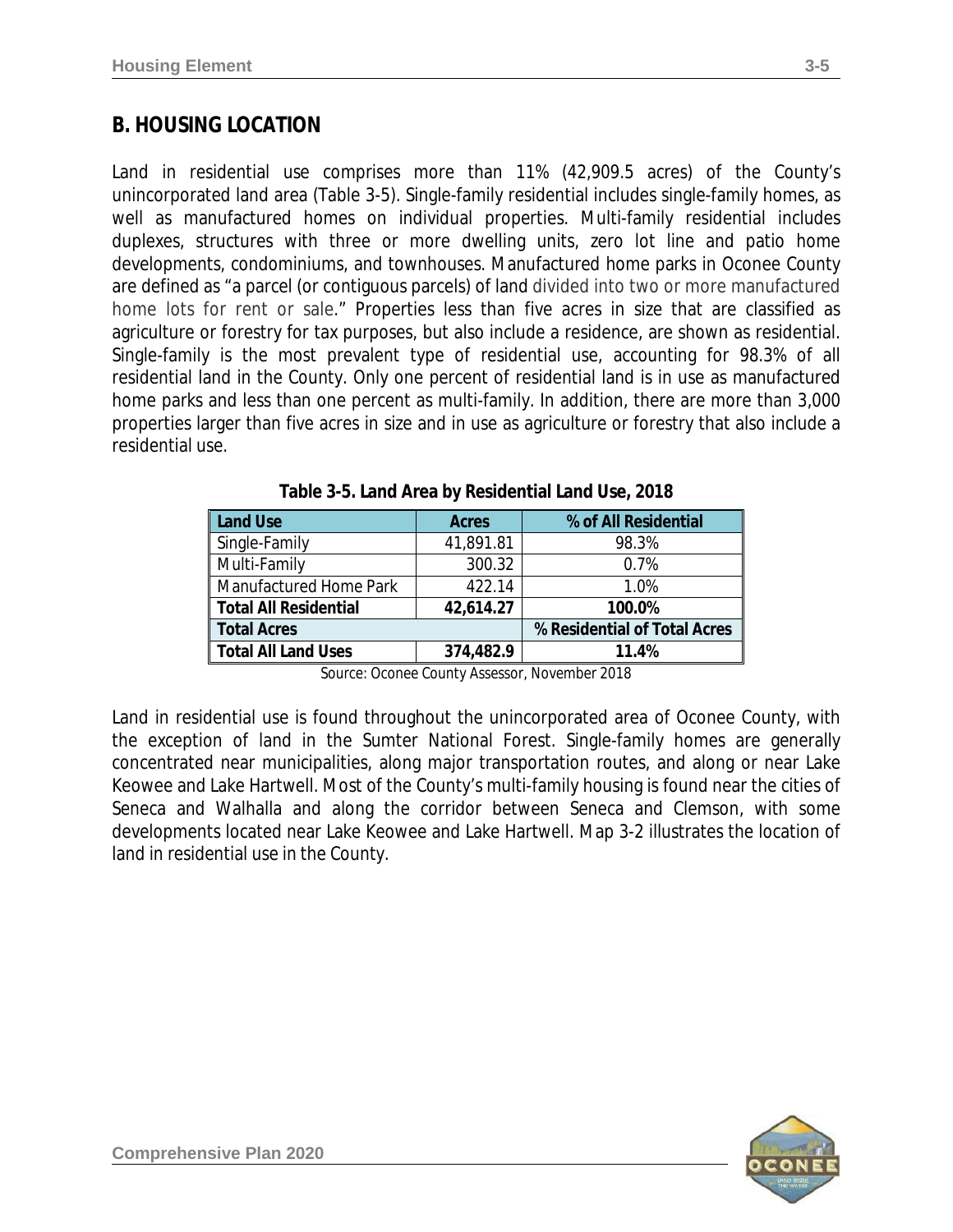## B. HOUSING LOCATION

Land in residential use comprises more than 11% (42,909.5 acres) of the County's unincorporated land area (Table 3-5). Single-family residential includes single-family homes, as well as manufactured homes on individual properties. Multi-family residential includes duplexes, structures with three or more dwelling units, zero lot line and patio home developments, condominiums, and townhouses. Manufactured home parks in Oconee County are defined as "a parcel (or contiguous parcels) of land divided into two or more manufactured home lots for rent or sale." Properties less than five acres in size that are classified as agriculture or forestry for tax purposes, but also include a residence, are shown as residential. Single-family is the most prevalent type of residential use, accounting for 98.3% of all residential land in the County. Only one percent of residential land is in use as manufactured home parks and less than one percent as multi-family. In addition, there are more than 3,000 properties larger than five acres in size and in use as agriculture or forestry that also include a residential use.

**Table 3-5. Land Area by Residential Land Use, 2018**

| Land Use | Acres | % of All Residential |
|---|---|---|
| Single-Family | 41,891.81 | 98.3% |
| Multi-Family | 300.32 | 0.7% |
| Manufactured Home Park | 422.14 | 1.0% |
| **Total All Residential** | **42,614.27** | **100.0%** |
| **Total Acres** | | **% Residential of Total Acres** |
| **Total All Land Uses** | **374,482.9** | **11.4%** |

Source: Oconee County Assessor, November 2018

Land in residential use is found throughout the unincorporated area of Oconee County, with the exception of land in the Sumter National Forest. Single-family homes are generally concentrated near municipalities, along major transportation routes, and along or near Lake Keowee and Lake Hartwell. Most of the County's multi-family housing is found near the cities of Seneca and Walhalla and along the corridor between Seneca and Clemson, with some developments located near Lake Keowee and Lake Hartwell. Map 3-2 illustrates the location of land in residential use in the County.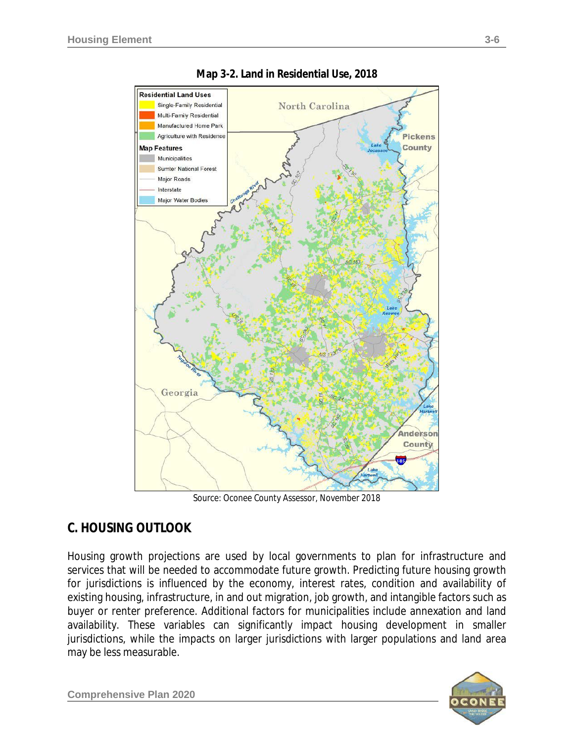**Map 3-2. Land in Residential Use, 2018**

Source: Oconee County Assessor, November 2018

## C. HOUSING OUTLOOK

Housing growth projections are used by local governments to plan for infrastructure and services that will be needed to accommodate future growth. Predicting future housing growth for jurisdictions is influenced by the economy, interest rates, condition and availability of existing housing, infrastructure, in and out migration, job growth, and intangible factors such as buyer or renter preference. Additional factors for municipalities include annexation and land availability. These variables can significantly impact housing development in smaller jurisdictions, while the impacts on larger jurisdictions with larger populations and land area may be less measurable.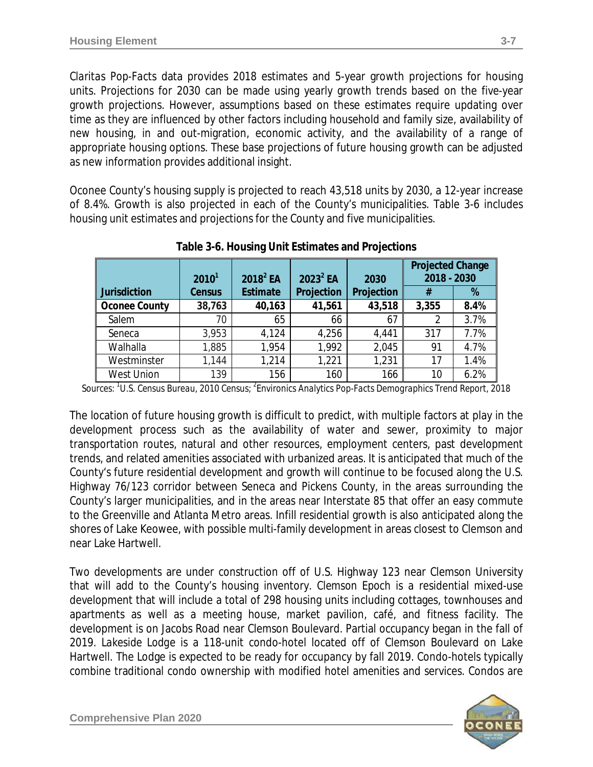Claritas Pop-Facts data provides 2018 estimates and 5-year growth projections for housing units. Projections for 2030 can be made using yearly growth trends based on the five-year growth projections. However, assumptions based on these estimates require updating over time as they are influenced by other factors including household and family size, availability of new housing, in and out-migration, economic activity, and the availability of a range of appropriate housing options. These base projections of future housing growth can be adjusted as new information provides additional insight.

Oconee County's housing supply is projected to reach 43,518 units by 2030, a 12-year increase of 8.4%. Growth is also projected in each of the County's municipalities. Table 3-6 includes housing unit estimates and projections for the County and five municipalities.

**Table 3-6. Housing Unit Estimates and Projections**

| Jurisdiction | 2010[1] Census | 2018[2] EA Estimate | 2023[2] EA Projection | 2030 Projection | Projected Change 2018 - 2030 | |
|---|---|---|---|---|---|---|
| | | | | | # | % |
| **Oconee County** | **38,763** | **40,163** | **41,561** | **43,518** | **3,355** | **8.4%** |
| Salem | 70 | 65 | 66 | 67 | 2 | 3.7% |
| Seneca | 3,953 | 4,124 | 4,256 | 4,441 | 317 | 7.7% |
| Walhalla | 1,885 | 1,954 | 1,992 | 2,045 | 91 | 4.7% |
| Westminster | 1,144 | 1,214 | 1,221 | 1,231 | 17 | 1.4% |
| West Union | 139 | 156 | 160 | 166 | 10 | 6.2% |

Sources: [1]U.S. Census Bureau, 2010 Census; [2]Environics Analytics Pop-Facts Demographics Trend Report, 2018

The location of future housing growth is difficult to predict, with multiple factors at play in the development process such as the availability of water and sewer, proximity to major transportation routes, natural and other resources, employment centers, past development trends, and related amenities associated with urbanized areas. It is anticipated that much of the County's future residential development and growth will continue to be focused along the U.S. Highway 76/123 corridor between Seneca and Pickens County, in the areas surrounding the County's larger municipalities, and in the areas near Interstate 85 that offer an easy commute to the Greenville and Atlanta Metro areas. Infill residential growth is also anticipated along the shores of Lake Keowee, with possible multi-family development in areas closest to Clemson and near Lake Hartwell.

Two developments are under construction off of U.S. Highway 123 near Clemson University that will add to the County's housing inventory. Clemson Epoch is a residential mixed-use development that will include a total of 298 housing units including cottages, townhouses and apartments as well as a meeting house, market pavilion, café, and fitness facility. The development is on Jacobs Road near Clemson Boulevard. Partial occupancy began in the fall of 2019. Lakeside Lodge is a 118-unit condo-hotel located off of Clemson Boulevard on Lake Hartwell. The Lodge is expected to be ready for occupancy by fall 2019. Condo-hotels typically combine traditional condo ownership with modified hotel amenities and services. Condos are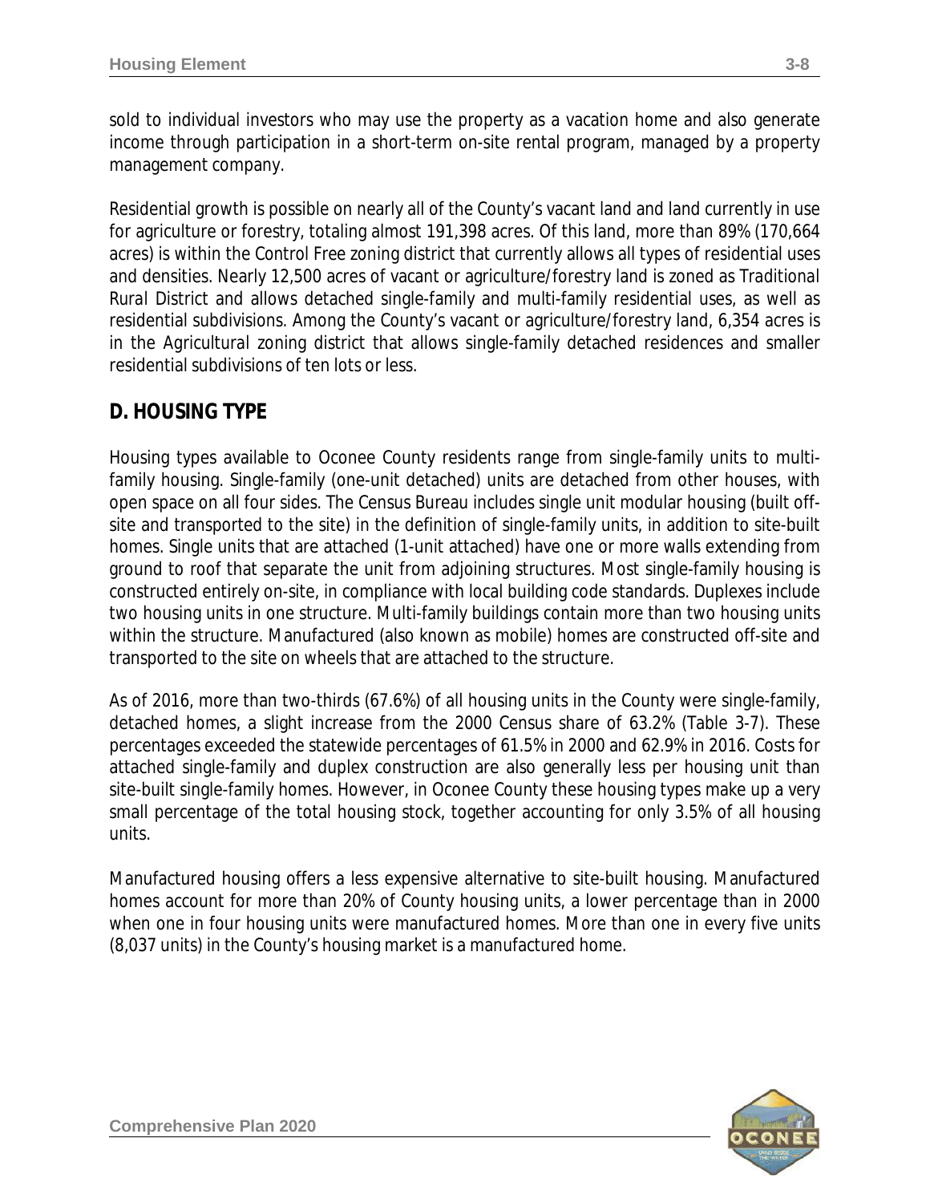sold to individual investors who may use the property as a vacation home and also generate income through participation in a short-term on-site rental program, managed by a property management company.

Residential growth is possible on nearly all of the County's vacant land and land currently in use for agriculture or forestry, totaling almost 191,398 acres. Of this land, more than 89% (170,664 acres) is within the Control Free zoning district that currently allows all types of residential uses and densities. Nearly 12,500 acres of vacant or agriculture/forestry land is zoned as Traditional Rural District and allows detached single-family and multi-family residential uses, as well as residential subdivisions. Among the County's vacant or agriculture/forestry land, 6,354 acres is in the Agricultural zoning district that allows single-family detached residences and smaller residential subdivisions of ten lots or less.

## D. HOUSING TYPE

Housing types available to Oconee County residents range from single-family units to multi-family housing. Single-family (one-unit detached) units are detached from other houses, with open space on all four sides. The Census Bureau includes single unit modular housing (built off-site and transported to the site) in the definition of single-family units, in addition to site-built homes. Single units that are attached (1-unit attached) have one or more walls extending from ground to roof that separate the unit from adjoining structures. Most single-family housing is constructed entirely on-site, in compliance with local building code standards. Duplexes include two housing units in one structure. Multi-family buildings contain more than two housing units within the structure. Manufactured (also known as mobile) homes are constructed off-site and transported to the site on wheels that are attached to the structure.

As of 2016, more than two-thirds (67.6%) of all housing units in the County were single-family, detached homes, a slight increase from the 2000 Census share of 63.2% (Table 3-7). These percentages exceeded the statewide percentages of 61.5% in 2000 and 62.9% in 2016. Costs for attached single-family and duplex construction are also generally less per housing unit than site-built single-family homes. However, in Oconee County these housing types make up a very small percentage of the total housing stock, together accounting for only 3.5% of all housing units.

Manufactured housing offers a less expensive alternative to site-built housing. Manufactured homes account for more than 20% of County housing units, a lower percentage than in 2000 when one in four housing units were manufactured homes. More than one in every five units (8,037 units) in the County's housing market is a manufactured home.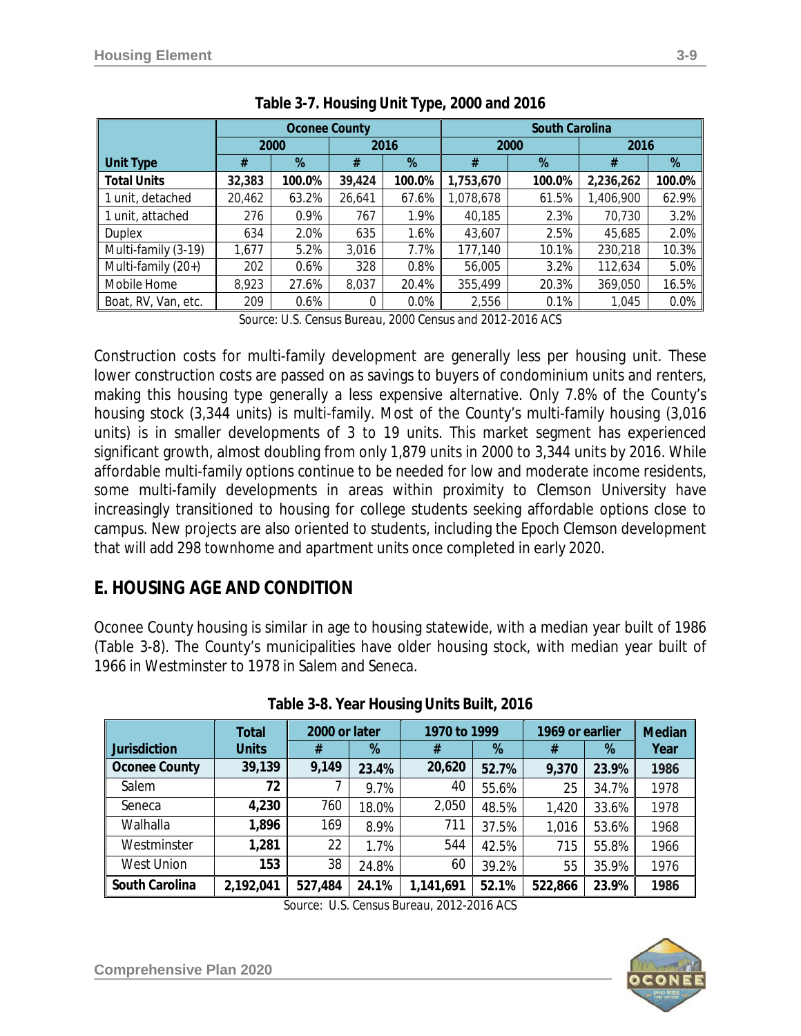**Table 3-7. Housing Unit Type, 2000 and 2016**

| | Oconee County | | | | South Carolina | | | |
|---|---|---|---|---|---|---|---|---|
| | 2000 | | 2016 | | 2000 | | 2016 | |
| **Unit Type** | **#** | **%** | **#** | **%** | **#** | **%** | **#** | **%** |
| **Total Units** | **32,383** | **100.0%** | **39,424** | **100.0%** | **1,753,670** | **100.0%** | **2,236,262** | **100.0%** |
| 1 unit, detached | 20,462 | 63.2% | 26,641 | 67.6% | 1,078,678 | 61.5% | 1,406,900 | 62.9% |
| 1 unit, attached | 276 | 0.9% | 767 | 1.9% | 40,185 | 2.3% | 70,730 | 3.2% |
| Duplex | 634 | 2.0% | 635 | 1.6% | 43,607 | 2.5% | 45,685 | 2.0% |
| Multi-family (3-19) | 1,677 | 5.2% | 3,016 | 7.7% | 177,140 | 10.1% | 230,218 | 10.3% |
| Multi-family (20+) | 202 | 0.6% | 328 | 0.8% | 56,005 | 3.2% | 112,634 | 5.0% |
| Mobile Home | 8,923 | 27.6% | 8,037 | 20.4% | 355,499 | 20.3% | 369,050 | 16.5% |
| Boat, RV, Van, etc. | 209 | 0.6% | 0 | 0.0% | 2,556 | 0.1% | 1,045 | 0.0% |

Source: U.S. Census Bureau, 2000 Census and 2012-2016 ACS

Construction costs for multi-family development are generally less per housing unit. These lower construction costs are passed on as savings to buyers of condominium units and renters, making this housing type generally a less expensive alternative. Only 7.8% of the County's housing stock (3,344 units) is multi-family. Most of the County's multi-family housing (3,016 units) is in smaller developments of 3 to 19 units. This market segment has experienced significant growth, almost doubling from only 1,879 units in 2000 to 3,344 units by 2016. While affordable multi-family options continue to be needed for low and moderate income residents, some multi-family developments in areas within proximity to Clemson University have increasingly transitioned to housing for college students seeking affordable options close to campus. New projects are also oriented to students, including the Epoch Clemson development that will add 298 townhome and apartment units once completed in early 2020.

## E. HOUSING AGE AND CONDITION

Oconee County housing is similar in age to housing statewide, with a median year built of 1986 (Table 3-8). The County's municipalities have older housing stock, with median year built of 1966 in Westminster to 1978 in Salem and Seneca.

**Table 3-8. Year Housing Units Built, 2016**

| | Total | 2000 or later | | 1970 to 1999 | | 1969 or earlier | | Median |
|---|---|---|---|---|---|---|---|---|
| **Jurisdiction** | **Units** | **#** | **%** | **#** | **%** | **#** | **%** | **Year** |
| **Oconee County** | **39,139** | **9,149** | **23.4%** | **20,620** | **52.7%** | **9,370** | **23.9%** | **1986** |
| Salem | **72** | 7 | 9.7% | 40 | 55.6% | 25 | 34.7% | 1978 |
| Seneca | **4,230** | 760 | 18.0% | 2,050 | 48.5% | 1,420 | 33.6% | 1978 |
| Walhalla | **1,896** | 169 | 8.9% | 711 | 37.5% | 1,016 | 53.6% | 1968 |
| Westminster | **1,281** | 22 | 1.7% | 544 | 42.5% | 715 | 55.8% | 1966 |
| West Union | **153** | 38 | 24.8% | 60 | 39.2% | 55 | 35.9% | 1976 |
| **South Carolina** | **2,192,041** | **527,484** | **24.1%** | **1,141,691** | **52.1%** | **522,866** | **23.9%** | **1986** |

Source: U.S. Census Bureau, 2012-2016 ACS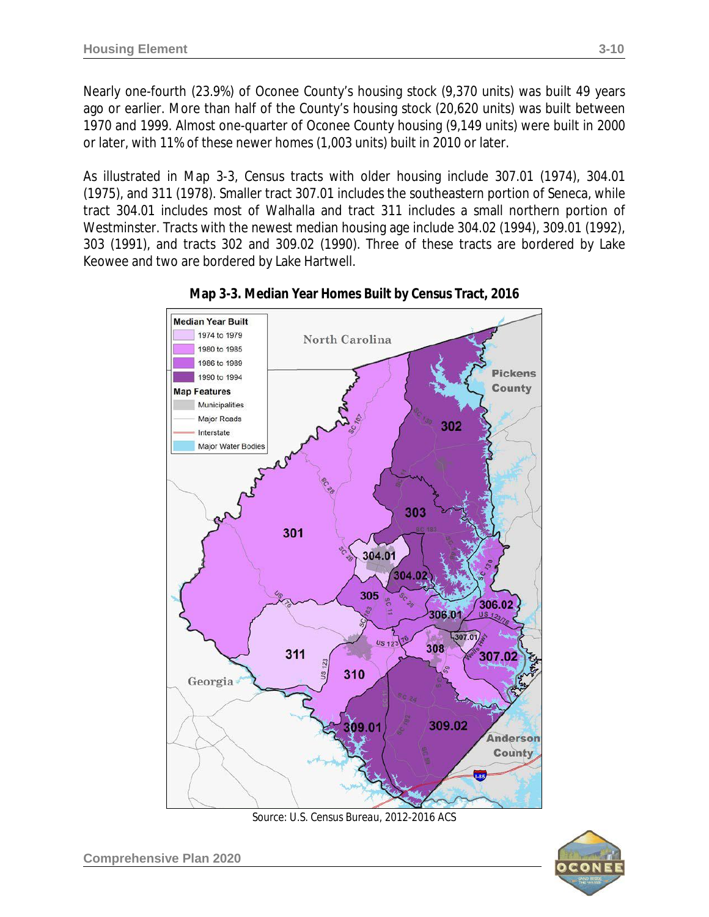Nearly one-fourth (23.9%) of Oconee County's housing stock (9,370 units) was built 49 years ago or earlier. More than half of the County's housing stock (20,620 units) was built between 1970 and 1999. Almost one-quarter of Oconee County housing (9,149 units) were built in 2000 or later, with 11% of these newer homes (1,003 units) built in 2010 or later.

As illustrated in Map 3-3, Census tracts with older housing include 307.01 (1974), 304.01 (1975), and 311 (1978). Smaller tract 307.01 includes the southeastern portion of Seneca, while tract 304.01 includes most of Walhalla and tract 311 includes a small northern portion of Westminster. Tracts with the newest median housing age include 304.02 (1994), 309.01 (1992), 303 (1991), and tracts 302 and 309.02 (1990). Three of these tracts are bordered by Lake Keowee and two are bordered by Lake Hartwell.

**Map 3-3. Median Year Homes Built by Census Tract, 2016**

Source: U.S. Census Bureau, 2012-2016 ACS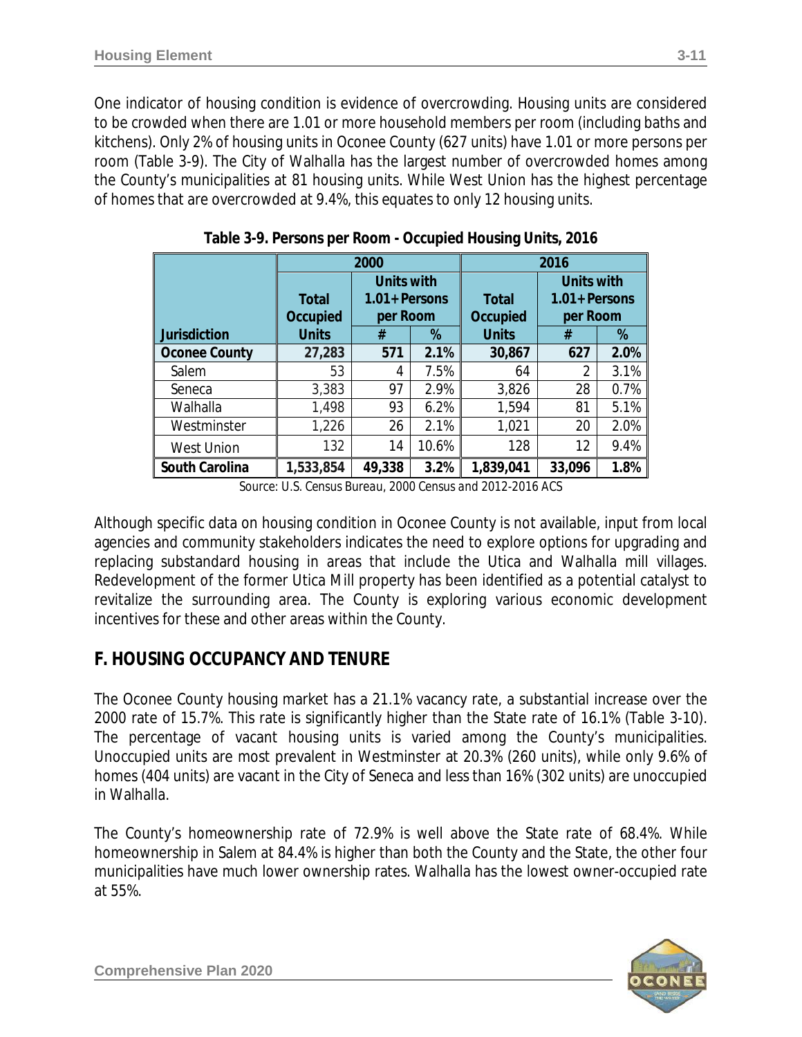One indicator of housing condition is evidence of overcrowding. Housing units are considered to be crowded when there are 1.01 or more household members per room (including baths and kitchens). Only 2% of housing units in Oconee County (627 units) have 1.01 or more persons per room (Table 3-9). The City of Walhalla has the largest number of overcrowded homes among the County's municipalities at 81 housing units. While West Union has the highest percentage of homes that are overcrowded at 9.4%, this equates to only 12 housing units.

**Table 3-9. Persons per Room - Occupied Housing Units, 2016**

| | 2000 | | | 2016 | | |
|---|---|---|---|---|---|---|
| | Total Occupied | Units with 1.01+ Persons per Room | | Total Occupied | Units with 1.01+ Persons per Room | |
| **Jurisdiction** | **Units** | **#** | **%** | **Units** | **#** | **%** |
| **Oconee County** | **27,283** | **571** | **2.1%** | **30,867** | **627** | **2.0%** |
| Salem | 53 | 4 | 7.5% | 64 | 2 | 3.1% |
| Seneca | 3,383 | 97 | 2.9% | 3,826 | 28 | 0.7% |
| Walhalla | 1,498 | 93 | 6.2% | 1,594 | 81 | 5.1% |
| Westminster | 1,226 | 26 | 2.1% | 1,021 | 20 | 2.0% |
| West Union | 132 | 14 | 10.6% | 128 | 12 | 9.4% |
| **South Carolina** | **1,533,854** | **49,338** | **3.2%** | **1,839,041** | **33,096** | **1.8%** |

Source: U.S. Census Bureau, 2000 Census and 2012-2016 ACS

Although specific data on housing condition in Oconee County is not available, input from local agencies and community stakeholders indicates the need to explore options for upgrading and replacing substandard housing in areas that include the Utica and Walhalla mill villages. Redevelopment of the former Utica Mill property has been identified as a potential catalyst to revitalize the surrounding area. The County is exploring various economic development incentives for these and other areas within the County.

## F. HOUSING OCCUPANCY AND TENURE

The Oconee County housing market has a 21.1% vacancy rate, a substantial increase over the 2000 rate of 15.7%. This rate is significantly higher than the State rate of 16.1% (Table 3-10). The percentage of vacant housing units is varied among the County's municipalities. Unoccupied units are most prevalent in Westminster at 20.3% (260 units), while only 9.6% of homes (404 units) are vacant in the City of Seneca and less than 16% (302 units) are unoccupied in Walhalla.

The County's homeownership rate of 72.9% is well above the State rate of 68.4%. While homeownership in Salem at 84.4% is higher than both the County and the State, the other four municipalities have much lower ownership rates. Walhalla has the lowest owner-occupied rate at 55%.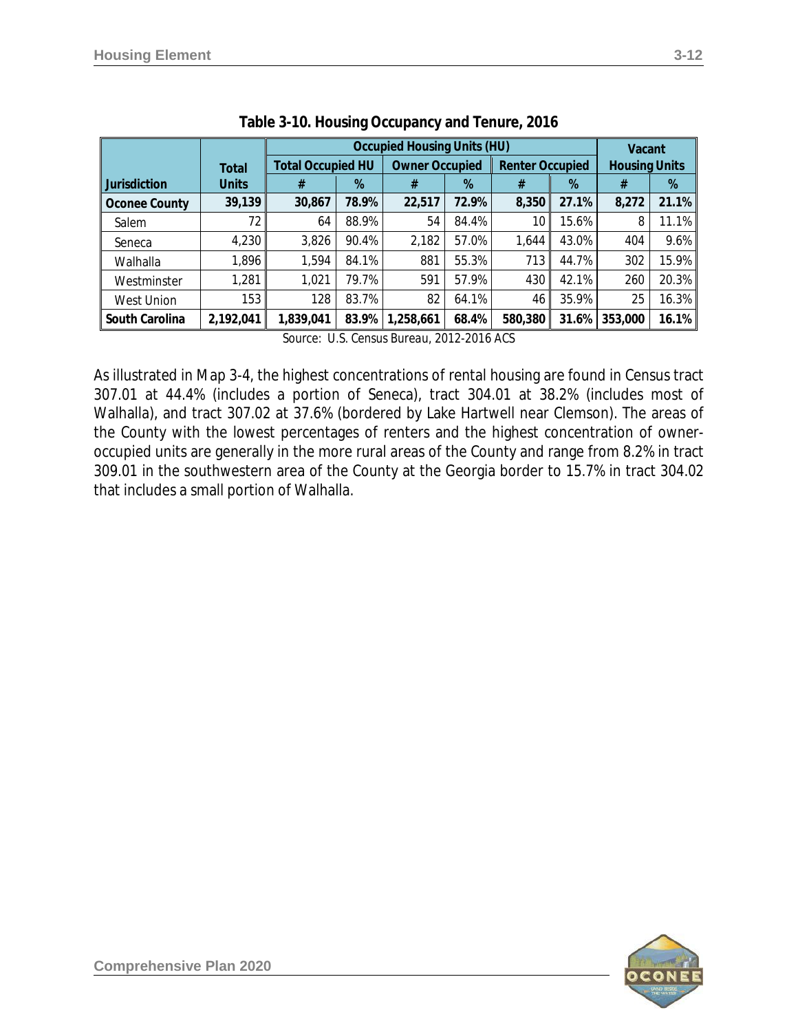**Table 3-10. Housing Occupancy and Tenure, 2016**

| Jurisdiction | Total Units | Occupied Housing Units (HU) | | | | | | Vacant Housing Units | |
|---|---|---|---|---|---|---|---|---|---|
| | | Total Occupied HU | | Owner Occupied | | Renter Occupied | | | |
| | | # | % | # | % | # | % | # | % |
| **Oconee County** | **39,139** | **30,867** | **78.9%** | **22,517** | **72.9%** | **8,350** | **27.1%** | **8,272** | **21.1%** |
| Salem | 72 | 64 | 88.9% | 54 | 84.4% | 10 | 15.6% | 8 | 11.1% |
| Seneca | 4,230 | 3,826 | 90.4% | 2,182 | 57.0% | 1,644 | 43.0% | 404 | 9.6% |
| Walhalla | 1,896 | 1,594 | 84.1% | 881 | 55.3% | 713 | 44.7% | 302 | 15.9% |
| Westminster | 1,281 | 1,021 | 79.7% | 591 | 57.9% | 430 | 42.1% | 260 | 20.3% |
| West Union | 153 | 128 | 83.7% | 82 | 64.1% | 46 | 35.9% | 25 | 16.3% |
| **South Carolina** | **2,192,041** | **1,839,041** | **83.9%** | **1,258,661** | **68.4%** | **580,380** | **31.6%** | **353,000** | **16.1%** |

Source: U.S. Census Bureau, 2012-2016 ACS

As illustrated in Map 3-4, the highest concentrations of rental housing are found in Census tract 307.01 at 44.4% (includes a portion of Seneca), tract 304.01 at 38.2% (includes most of Walhalla), and tract 307.02 at 37.6% (bordered by Lake Hartwell near Clemson). The areas of the County with the lowest percentages of renters and the highest concentration of owner-occupied units are generally in the more rural areas of the County and range from 8.2% in tract 309.01 in the southwestern area of the County at the Georgia border to 15.7% in tract 304.02 that includes a small portion of Walhalla.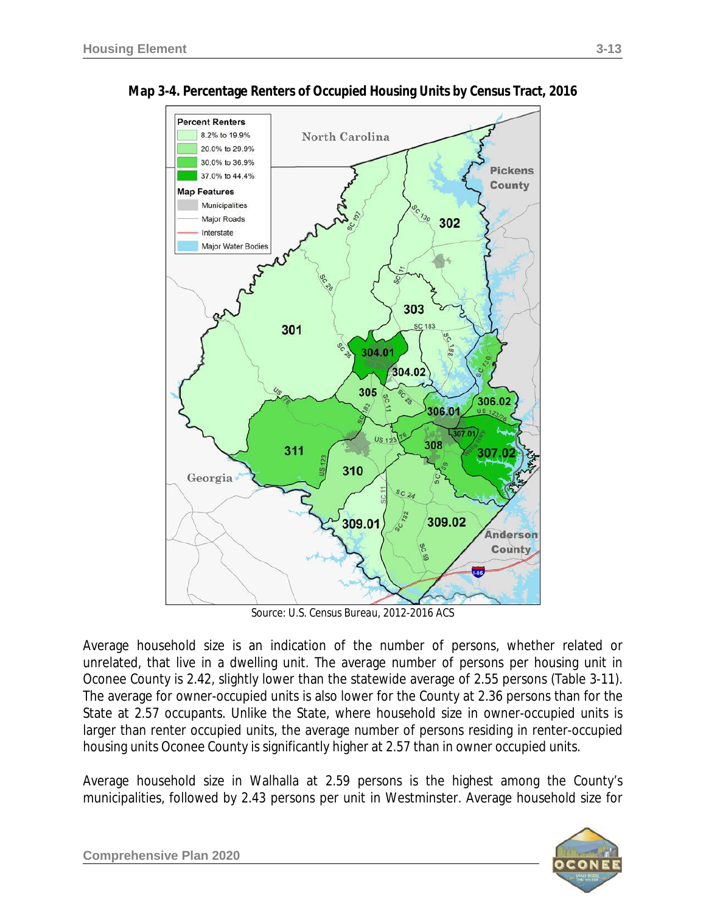**Map 3-4. Percentage Renters of Occupied Housing Units by Census Tract, 2016**

Source: U.S. Census Bureau, 2012-2016 ACS

Average household size is an indication of the number of persons, whether related or unrelated, that live in a dwelling unit. The average number of persons per housing unit in Oconee County is 2.42, slightly lower than the statewide average of 2.55 persons (Table 3-11). The average for owner-occupied units is also lower for the County at 2.36 persons than for the State at 2.57 occupants. Unlike the State, where household size in owner-occupied units is larger than renter occupied units, the average number of persons residing in renter-occupied housing units Oconee County is significantly higher at 2.57 than in owner occupied units.

Average household size in Walhalla at 2.59 persons is the highest among the County's municipalities, followed by 2.43 persons per unit in Westminster. Average household size for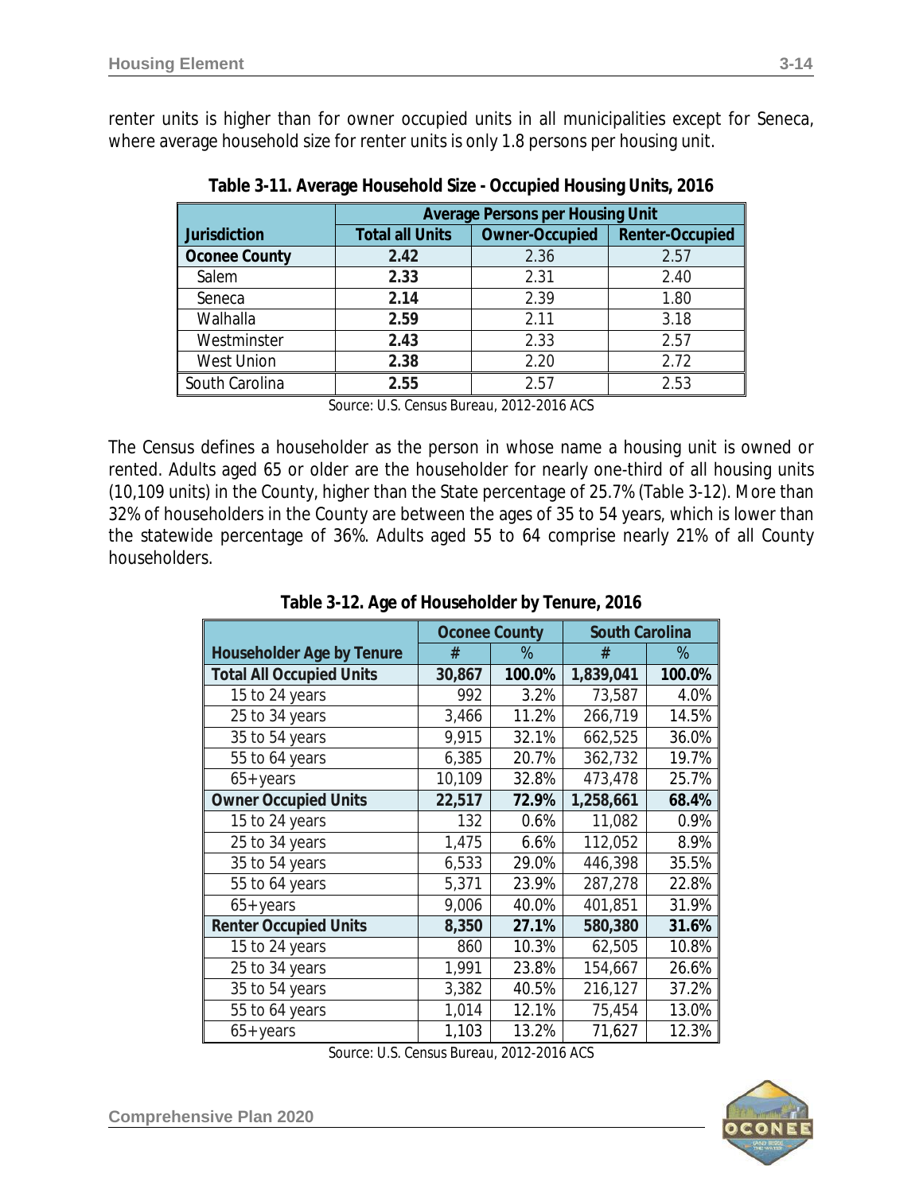renter units is higher than for owner occupied units in all municipalities except for Seneca, where average household size for renter units is only 1.8 persons per housing unit.

**Table 3-11. Average Household Size - Occupied Housing Units, 2016**

| Jurisdiction | Average Persons per Housing Unit | | |
|---|---|---|---|
| | **Total all Units** | **Owner-Occupied** | **Renter-Occupied** |
| **Oconee County** | **2.42** | 2.36 | 2.57 |
| Salem | **2.33** | 2.31 | 2.40 |
| Seneca | **2.14** | 2.39 | 1.80 |
| Walhalla | **2.59** | 2.11 | 3.18 |
| Westminster | **2.43** | 2.33 | 2.57 |
| West Union | **2.38** | 2.20 | 2.72 |
| South Carolina | **2.55** | 2.57 | 2.53 |

Source: U.S. Census Bureau, 2012-2016 ACS

The Census defines a householder as the person in whose name a housing unit is owned or rented. Adults aged 65 or older are the householder for nearly one-third of all housing units (10,109 units) in the County, higher than the State percentage of 25.7% (Table 3-12). More than 32% of householders in the County are between the ages of 35 to 54 years, which is lower than the statewide percentage of 36%. Adults aged 55 to 64 comprise nearly 21% of all County householders.

**Table 3-12. Age of Householder by Tenure, 2016**

| Householder Age by Tenure | Oconee County | | South Carolina | |
|---|---|---|---|---|
| | # | % | # | % |
| **Total All Occupied Units** | **30,867** | **100.0%** | **1,839,041** | **100.0%** |
| 15 to 24 years | 992 | 3.2% | 73,587 | 4.0% |
| 25 to 34 years | 3,466 | 11.2% | 266,719 | 14.5% |
| 35 to 54 years | 9,915 | 32.1% | 662,525 | 36.0% |
| 55 to 64 years | 6,385 | 20.7% | 362,732 | 19.7% |
| 65+ years | 10,109 | 32.8% | 473,478 | 25.7% |
| **Owner Occupied Units** | **22,517** | **72.9%** | **1,258,661** | **68.4%** |
| 15 to 24 years | 132 | 0.6% | 11,082 | 0.9% |
| 25 to 34 years | 1,475 | 6.6% | 112,052 | 8.9% |
| 35 to 54 years | 6,533 | 29.0% | 446,398 | 35.5% |
| 55 to 64 years | 5,371 | 23.9% | 287,278 | 22.8% |
| 65+ years | 9,006 | 40.0% | 401,851 | 31.9% |
| **Renter Occupied Units** | **8,350** | **27.1%** | **580,380** | **31.6%** |
| 15 to 24 years | 860 | 10.3% | 62,505 | 10.8% |
| 25 to 34 years | 1,991 | 23.8% | 154,667 | 26.6% |
| 35 to 54 years | 3,382 | 40.5% | 216,127 | 37.2% |
| 55 to 64 years | 1,014 | 12.1% | 75,454 | 13.0% |
| 65+ years | 1,103 | 13.2% | 71,627 | 12.3% |

Source: U.S. Census Bureau, 2012-2016 ACS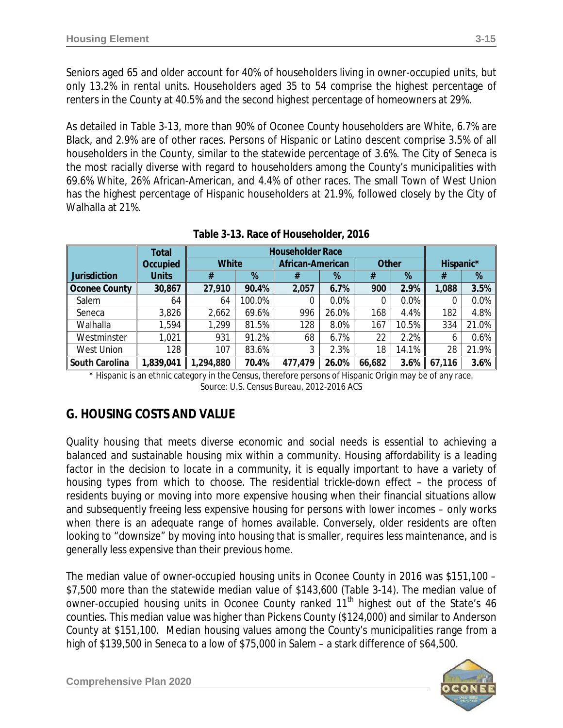Seniors aged 65 and older account for 40% of householders living in owner-occupied units, but only 13.2% in rental units. Householders aged 35 to 54 comprise the highest percentage of renters in the County at 40.5% and the second highest percentage of homeowners at 29%.

As detailed in Table 3-13, more than 90% of Oconee County householders are White, 6.7% are Black, and 2.9% are of other races. Persons of Hispanic or Latino descent comprise 3.5% of all householders in the County, similar to the statewide percentage of 3.6%. The City of Seneca is the most racially diverse with regard to householders among the County's municipalities with 69.6% White, 26% African-American, and 4.4% of other races. The small Town of West Union has the highest percentage of Hispanic householders at 21.9%, followed closely by the City of Walhalla at 21%.

**Table 3-13. Race of Householder, 2016**

| Jurisdiction | Total Occupied Units | Householder Race | | | | | | Hispanic* | |
|---|---|---|---|---|---|---|---|---|---|
| | | White | | African-American | | Other | | | |
| | | # | % | # | % | # | % | # | % |
| **Oconee County** | **30,867** | **27,910** | **90.4%** | **2,057** | **6.7%** | **900** | **2.9%** | **1,088** | **3.5%** |
| Salem | 64 | 64 | 100.0% | 0 | 0.0% | 0 | 0.0% | 0 | 0.0% |
| Seneca | 3,826 | 2,662 | 69.6% | 996 | 26.0% | 168 | 4.4% | 182 | 4.8% |
| Walhalla | 1,594 | 1,299 | 81.5% | 128 | 8.0% | 167 | 10.5% | 334 | 21.0% |
| Westminster | 1,021 | 931 | 91.2% | 68 | 6.7% | 22 | 2.2% | 6 | 0.6% |
| West Union | 128 | 107 | 83.6% | 3 | 2.3% | 18 | 14.1% | 28 | 21.9% |
| **South Carolina** | **1,839,041** | **1,294,880** | **70.4%** | **477,479** | **26.0%** | **66,682** | **3.6%** | **67,116** | **3.6%** |

\* Hispanic is an ethnic category in the Census, therefore persons of Hispanic Origin may be of any race.
*Source: U.S. Census Bureau, 2012-2016 ACS*

## G. HOUSING COSTS AND VALUE

Quality housing that meets diverse economic and social needs is essential to achieving a balanced and sustainable housing mix within a community. Housing affordability is a leading factor in the decision to locate in a community, it is equally important to have a variety of housing types from which to choose. The residential trickle-down effect – the process of residents buying or moving into more expensive housing when their financial situations allow and subsequently freeing less expensive housing for persons with lower incomes – only works when there is an adequate range of homes available. Conversely, older residents are often looking to "downsize" by moving into housing that is smaller, requires less maintenance, and is generally less expensive than their previous home.

The median value of owner-occupied housing units in Oconee County in 2016 was $151,100 – $7,500 more than the statewide median value of $143,600 (Table 3-14). The median value of owner-occupied housing units in Oconee County ranked 11th highest out of the State's 46 counties. This median value was higher than Pickens County ($124,000) and similar to Anderson County at $151,100. Median housing values among the County's municipalities range from a high of $139,500 in Seneca to a low of $75,000 in Salem – a stark difference of $64,500.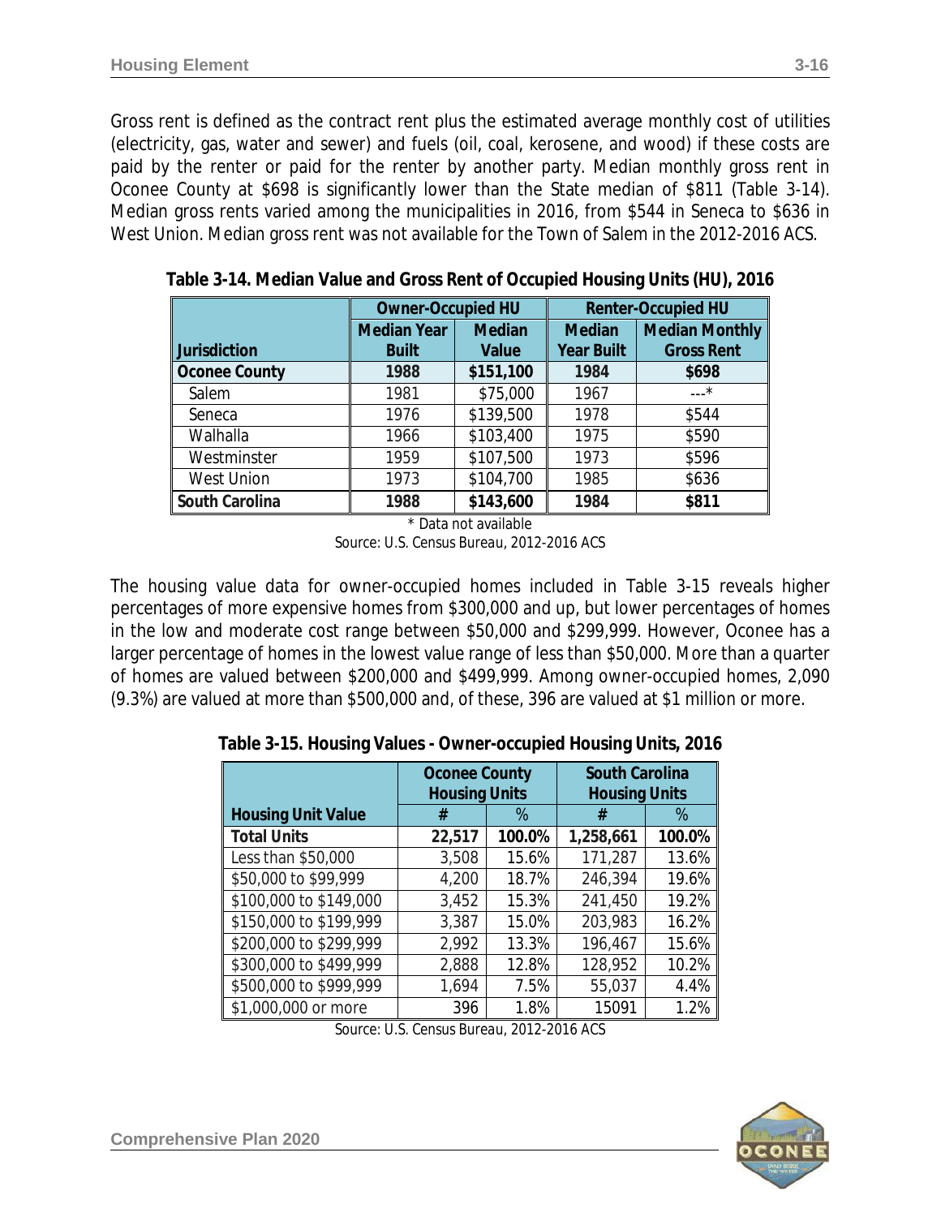Gross rent is defined as the contract rent plus the estimated average monthly cost of utilities (electricity, gas, water and sewer) and fuels (oil, coal, kerosene, and wood) if these costs are paid by the renter or paid for the renter by another party. Median monthly gross rent in Oconee County at $698 is significantly lower than the State median of $811 (Table 3-14). Median gross rents varied among the municipalities in 2016, from $544 in Seneca to $636 in West Union. Median gross rent was not available for the Town of Salem in the 2012-2016 ACS.

**Table 3-14. Median Value and Gross Rent of Occupied Housing Units (HU), 2016**

| | Owner-Occupied HU | | Renter-Occupied HU | |
|---|---|---|---|---|
| **Jurisdiction** | **Median Year Built** | **Median Value** | **Median Year Built** | **Median Monthly Gross Rent** |
| **Oconee County** | **1988** | **$151,100** | **1984** | **$698** |
| Salem | 1981 | $75,000 | 1967 | ---* |
| Seneca | 1976 | $139,500 | 1978 | $544 |
| Walhalla | 1966 | $103,400 | 1975 | $590 |
| Westminster | 1959 | $107,500 | 1973 | $596 |
| West Union | 1973 | $104,700 | 1985 | $636 |
| **South Carolina** | **1988** | **$143,600** | **1984** | **$811** |

\* Data not available

Source: U.S. Census Bureau, 2012-2016 ACS

The housing value data for owner-occupied homes included in Table 3-15 reveals higher percentages of more expensive homes from $300,000 and up, but lower percentages of homes in the low and moderate cost range between $50,000 and $299,999. However, Oconee has a larger percentage of homes in the lowest value range of less than $50,000. More than a quarter of homes are valued between $200,000 and $499,999. Among owner-occupied homes, 2,090 (9.3%) are valued at more than $500,000 and, of these, 396 are valued at $1 million or more.

**Table 3-15. Housing Values - Owner-occupied Housing Units, 2016**

| | Oconee County Housing Units | | South Carolina Housing Units | |
|---|---|---|---|---|
| **Housing Unit Value** | # | % | # | % |
| **Total Units** | **22,517** | **100.0%** | **1,258,661** | **100.0%** |
| Less than $50,000 | 3,508 | 15.6% | 171,287 | 13.6% |
| $50,000 to $99,999 | 4,200 | 18.7% | 246,394 | 19.6% |
| $100,000 to $149,000 | 3,452 | 15.3% | 241,450 | 19.2% |
| $150,000 to $199,999 | 3,387 | 15.0% | 203,983 | 16.2% |
| $200,000 to $299,999 | 2,992 | 13.3% | 196,467 | 15.6% |
| $300,000 to $499,999 | 2,888 | 12.8% | 128,952 | 10.2% |
| $500,000 to $999,999 | 1,694 | 7.5% | 55,037 | 4.4% |
| $1,000,000 or more | 396 | 1.8% | 15091 | 1.2% |

Source: U.S. Census Bureau, 2012-2016 ACS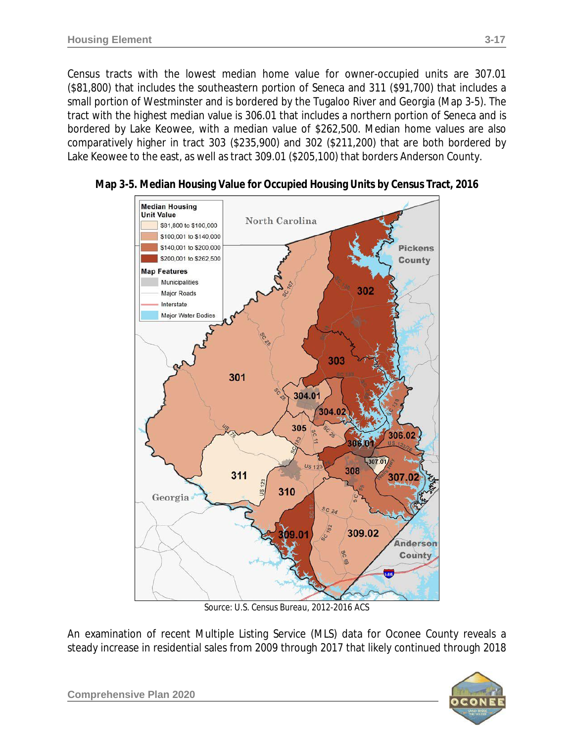Census tracts with the lowest median home value for owner-occupied units are 307.01 ($81,800) that includes the southeastern portion of Seneca and 311 ($91,700) that includes a small portion of Westminster and is bordered by the Tugaloo River and Georgia (Map 3-5). The tract with the highest median value is 306.01 that includes a northern portion of Seneca and is bordered by Lake Keowee, with a median value of $262,500. Median home values are also comparatively higher in tract 303 ($235,900) and 302 ($211,200) that are both bordered by Lake Keowee to the east, as well as tract 309.01 ($205,100) that borders Anderson County.

**Map 3-5. Median Housing Value for Occupied Housing Units by Census Tract, 2016**

Source: U.S. Census Bureau, 2012-2016 ACS

An examination of recent Multiple Listing Service (MLS) data for Oconee County reveals a steady increase in residential sales from 2009 through 2017 that likely continued through 2018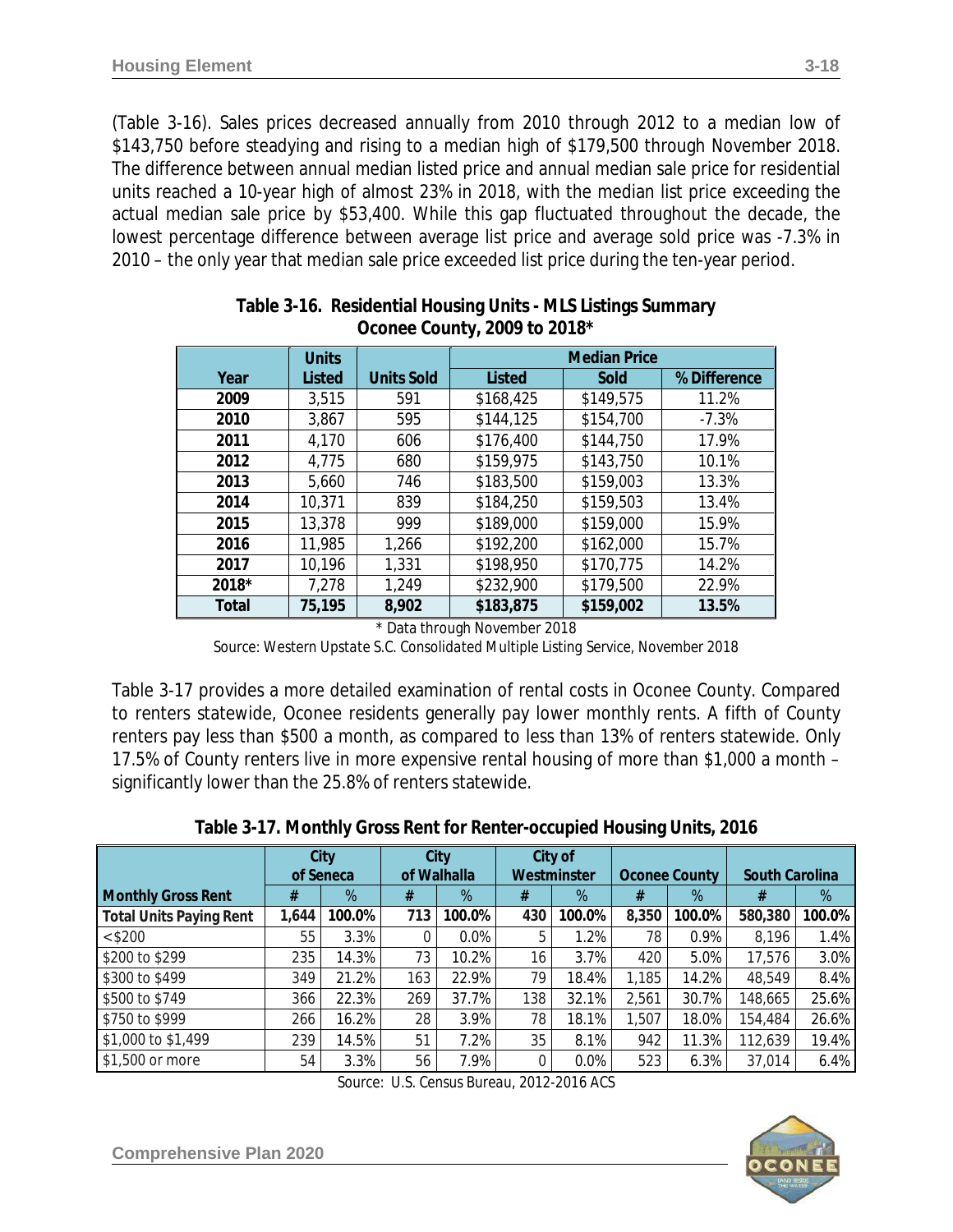(Table 3-16). Sales prices decreased annually from 2010 through 2012 to a median low of $143,750 before steadying and rising to a median high of $179,500 through November 2018. The difference between annual median listed price and annual median sale price for residential units reached a 10-year high of almost 23% in 2018, with the median list price exceeding the actual median sale price by $53,400. While this gap fluctuated throughout the decade, the lowest percentage difference between average list price and average sold price was -7.3% in 2010 – the only year that median sale price exceeded list price during the ten-year period.

**Table 3-16. Residential Housing Units - MLS Listings Summary Oconee County, 2009 to 2018***

| Year | Units Listed | Units Sold | Median Price | | |
|---|---|---|---|---|---|
| | | | Listed | Sold | % Difference |
| 2009 | 3,515 | 591 | $168,425 | $149,575 | 11.2% |
| 2010 | 3,867 | 595 | $144,125 | $154,700 | -7.3% |
| 2011 | 4,170 | 606 | $176,400 | $144,750 | 17.9% |
| 2012 | 4,775 | 680 | $159,975 | $143,750 | 10.1% |
| 2013 | 5,660 | 746 | $183,500 | $159,003 | 13.3% |
| 2014 | 10,371 | 839 | $184,250 | $159,503 | 13.4% |
| 2015 | 13,378 | 999 | $189,000 | $159,000 | 15.9% |
| 2016 | 11,985 | 1,266 | $192,200 | $162,000 | 15.7% |
| 2017 | 10,196 | 1,331 | $198,950 | $170,775 | 14.2% |
| 2018* | 7,278 | 1,249 | $232,900 | $179,500 | 22.9% |
| **Total** | **75,195** | **8,902** | **$183,875** | **$159,002** | **13.5%** |

\* Data through November 2018

Source: Western Upstate S.C. Consolidated Multiple Listing Service, November 2018

Table 3-17 provides a more detailed examination of rental costs in Oconee County. Compared to renters statewide, Oconee residents generally pay lower monthly rents. A fifth of County renters pay less than $500 a month, as compared to less than 13% of renters statewide. Only 17.5% of County renters live in more expensive rental housing of more than $1,000 a month – significantly lower than the 25.8% of renters statewide.

**Table 3-17. Monthly Gross Rent for Renter-occupied Housing Units, 2016**

| | City of Seneca | | City of Walhalla | | City of Westminster | | Oconee County | | South Carolina | |
|---|---|---|---|---|---|---|---|---|---|---|
| **Monthly Gross Rent** | # | % | # | % | # | % | # | % | # | % |
| **Total Units Paying Rent** | **1,644** | **100.0%** | **713** | **100.0%** | **430** | **100.0%** | **8,350** | **100.0%** | **580,380** | **100.0%** |
| < $200 | 55 | 3.3% | 0 | 0.0% | 5 | 1.2% | 78 | 0.9% | 8,196 | 1.4% |
| $200 to $299 | 235 | 14.3% | 73 | 10.2% | 16 | 3.7% | 420 | 5.0% | 17,576 | 3.0% |
| $300 to $499 | 349 | 21.2% | 163 | 22.9% | 79 | 18.4% | 1,185 | 14.2% | 48,549 | 8.4% |
| $500 to $749 | 366 | 22.3% | 269 | 37.7% | 138 | 32.1% | 2,561 | 30.7% | 148,665 | 25.6% |
| $750 to $999 | 266 | 16.2% | 28 | 3.9% | 78 | 18.1% | 1,507 | 18.0% | 154,484 | 26.6% |
| $1,000 to $1,499 | 239 | 14.5% | 51 | 7.2% | 35 | 8.1% | 942 | 11.3% | 112,639 | 19.4% |
| $1,500 or more | 54 | 3.3% | 56 | 7.9% | 0 | 0.0% | 523 | 6.3% | 37,014 | 6.4% |

Source: U.S. Census Bureau, 2012-2016 ACS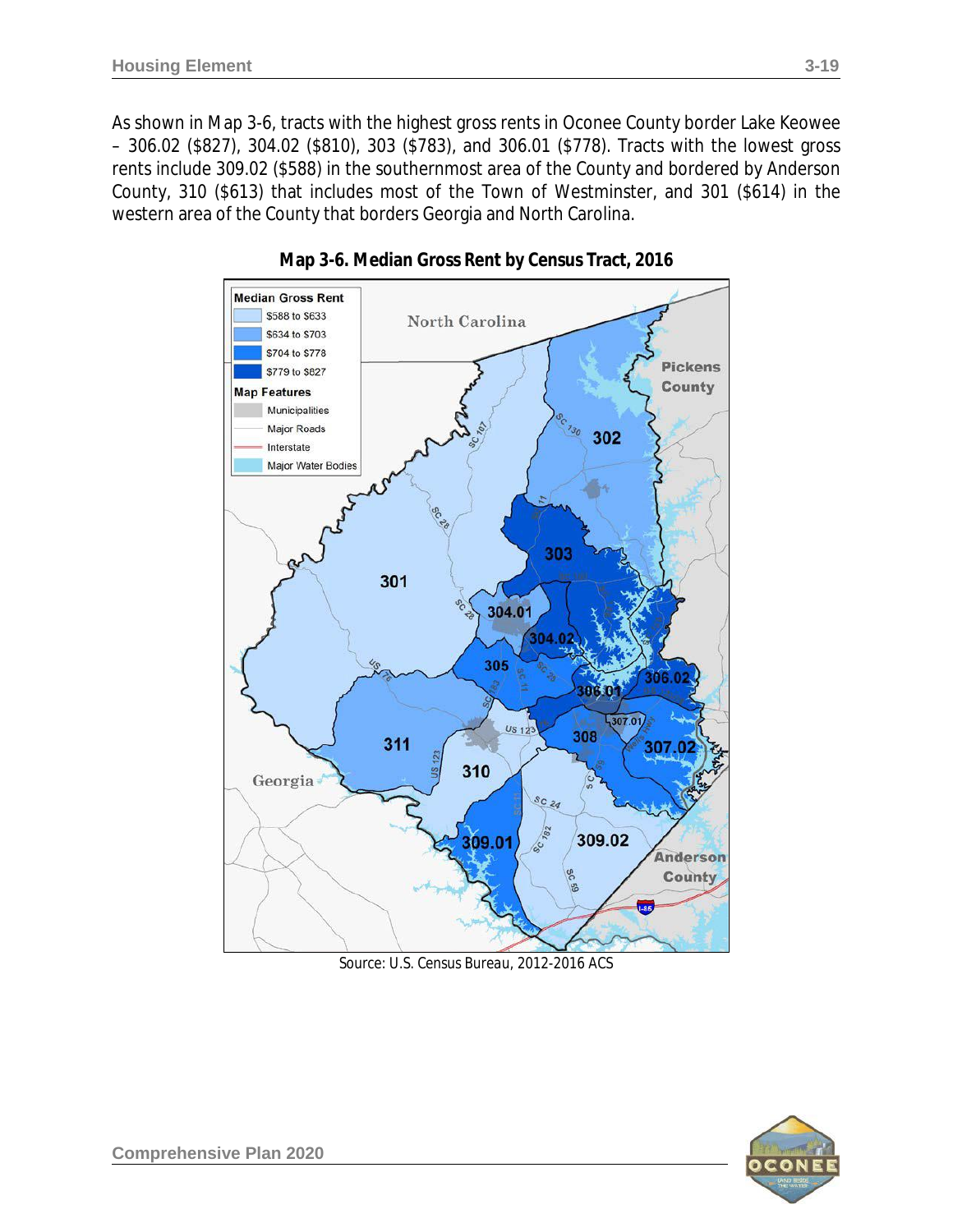As shown in Map 3-6, tracts with the highest gross rents in Oconee County border Lake Keowee – 306.02 ($827), 304.02 ($810), 303 ($783), and 306.01 ($778). Tracts with the lowest gross rents include 309.02 ($588) in the southernmost area of the County and bordered by Anderson County, 310 ($613) that includes most of the Town of Westminster, and 301 ($614) in the western area of the County that borders Georgia and North Carolina.

**Map 3-6. Median Gross Rent by Census Tract, 2016**

Source: U.S. Census Bureau, 2012-2016 ACS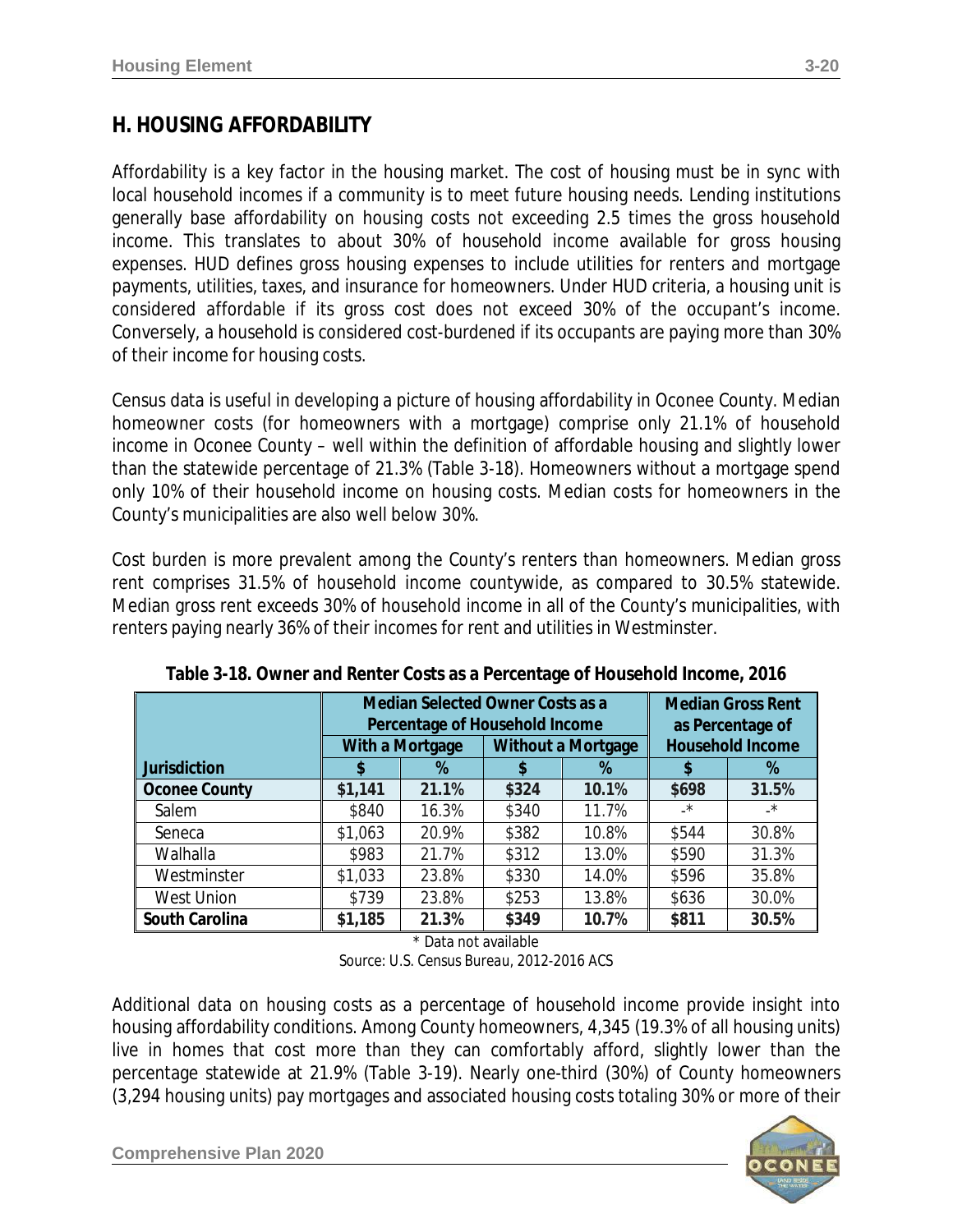## H. HOUSING AFFORDABILITY

Affordability is a key factor in the housing market. The cost of housing must be in sync with local household incomes if a community is to meet future housing needs. Lending institutions generally base affordability on housing costs not exceeding 2.5 times the gross household income. This translates to about 30% of household income available for gross housing expenses. HUD defines gross housing expenses to include utilities for renters and mortgage payments, utilities, taxes, and insurance for homeowners. Under HUD criteria, a housing unit is considered affordable if its gross cost does not exceed 30% of the occupant's income. Conversely, a household is considered cost-burdened if its occupants are paying more than 30% of their income for housing costs.

Census data is useful in developing a picture of housing affordability in Oconee County. Median homeowner costs (for homeowners with a mortgage) comprise only 21.1% of household income in Oconee County – well within the definition of affordable housing and slightly lower than the statewide percentage of 21.3% (Table 3-18). Homeowners without a mortgage spend only 10% of their household income on housing costs. Median costs for homeowners in the County's municipalities are also well below 30%.

Cost burden is more prevalent among the County's renters than homeowners. Median gross rent comprises 31.5% of household income countywide, as compared to 30.5% statewide. Median gross rent exceeds 30% of household income in all of the County's municipalities, with renters paying nearly 36% of their incomes for rent and utilities in Westminster.

**Table 3-18. Owner and Renter Costs as a Percentage of Household Income, 2016**

| | Median Selected Owner Costs as a Percentage of Household Income | | | | Median Gross Rent as Percentage of Household Income | |
|---|---|---|---|---|---|---|
| | With a Mortgage | | Without a Mortgage | | | |
| Jurisdiction | $ | % | $ | % | $ | % |
| **Oconee County** | **$1,141** | **21.1%** | **$324** | **10.1%** | **$698** | **31.5%** |
| Salem | $840 | 16.3% | $340 | 11.7% | -* | -* |
| Seneca | $1,063 | 20.9% | $382 | 10.8% | $544 | 30.8% |
| Walhalla | $983 | 21.7% | $312 | 13.0% | $590 | 31.3% |
| Westminster | $1,033 | 23.8% | $330 | 14.0% | $596 | 35.8% |
| West Union | $739 | 23.8% | $253 | 13.8% | $636 | 30.0% |
| **South Carolina** | **$1,185** | **21.3%** | **$349** | **10.7%** | **$811** | **30.5%** |

\* Data not available

Source: U.S. Census Bureau, 2012-2016 ACS

Additional data on housing costs as a percentage of household income provide insight into housing affordability conditions. Among County homeowners, 4,345 (19.3% of all housing units) live in homes that cost more than they can comfortably afford, slightly lower than the percentage statewide at 21.9% (Table 3-19). Nearly one-third (30%) of County homeowners (3,294 housing units) pay mortgages and associated housing costs totaling 30% or more of their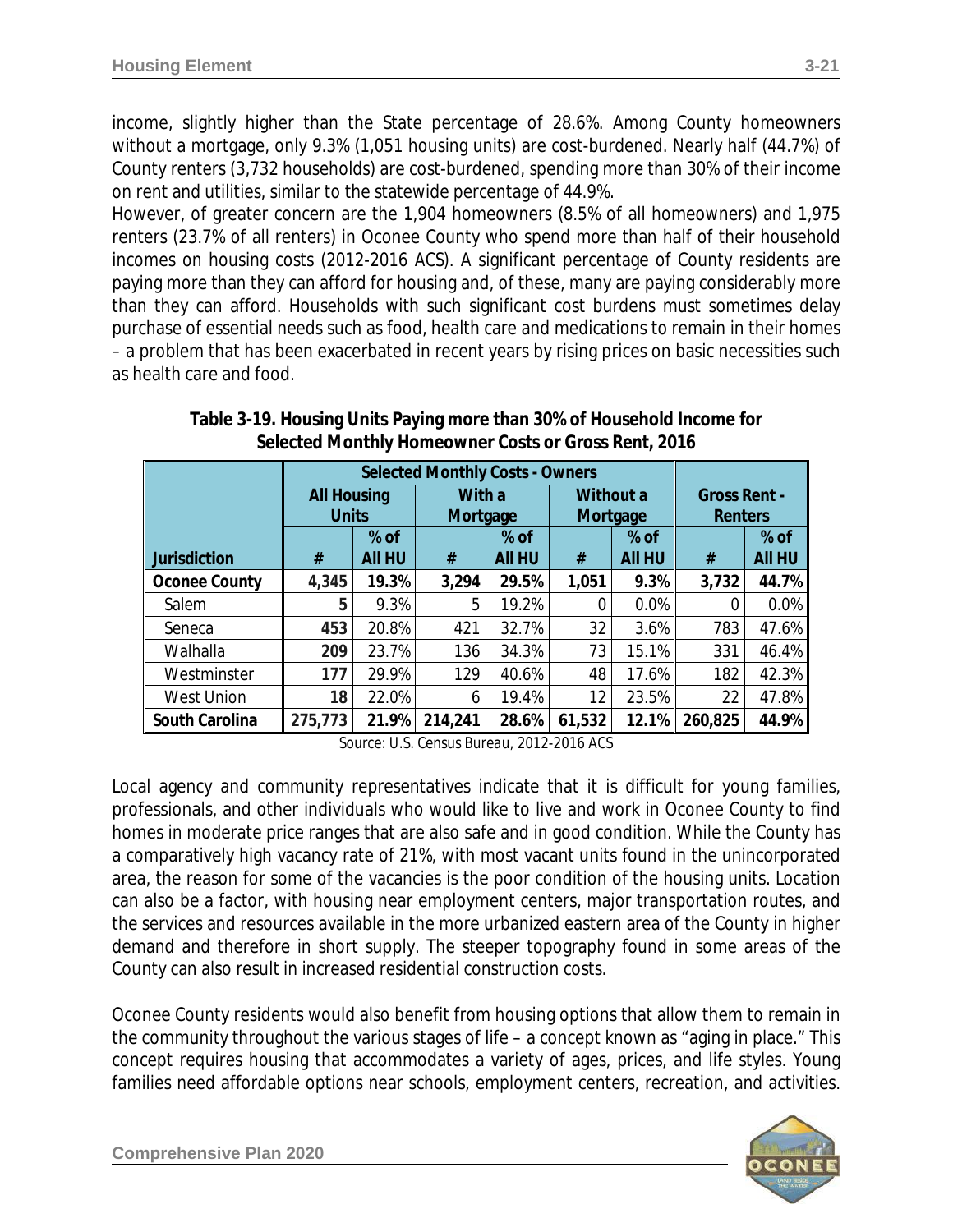income, slightly higher than the State percentage of 28.6%. Among County homeowners without a mortgage, only 9.3% (1,051 housing units) are cost-burdened. Nearly half (44.7%) of County renters (3,732 households) are cost-burdened, spending more than 30% of their income on rent and utilities, similar to the statewide percentage of 44.9%.

However, of greater concern are the 1,904 homeowners (8.5% of all homeowners) and 1,975 renters (23.7% of all renters) in Oconee County who spend more than half of their household incomes on housing costs (2012-2016 ACS). A significant percentage of County residents are paying more than they can afford for housing and, of these, many are paying considerably more than they can afford. Households with such significant cost burdens must sometimes delay purchase of essential needs such as food, health care and medications to remain in their homes – a problem that has been exacerbated in recent years by rising prices on basic necessities such as health care and food.

**Table 3-19. Housing Units Paying more than 30% of Household Income for Selected Monthly Homeowner Costs or Gross Rent, 2016**

| | Selected Monthly Costs - Owners | | | | | | | |
|---|---|---|---|---|---|---|---|---|
| | All Housing Units | | With a Mortgage | | Without a Mortgage | | Gross Rent - Renters | |
| Jurisdiction | # | % of All HU | # | % of All HU | # | % of All HU | # | % of All HU |
| **Oconee County** | **4,345** | **19.3%** | **3,294** | **29.5%** | **1,051** | **9.3%** | **3,732** | **44.7%** |
| Salem | 5 | 9.3% | 5 | 19.2% | 0 | 0.0% | 0 | 0.0% |
| Seneca | 453 | 20.8% | 421 | 32.7% | 32 | 3.6% | 783 | 47.6% |
| Walhalla | 209 | 23.7% | 136 | 34.3% | 73 | 15.1% | 331 | 46.4% |
| Westminster | 177 | 29.9% | 129 | 40.6% | 48 | 17.6% | 182 | 42.3% |
| West Union | 18 | 22.0% | 6 | 19.4% | 12 | 23.5% | 22 | 47.8% |
| **South Carolina** | **275,773** | **21.9%** | **214,241** | **28.6%** | **61,532** | **12.1%** | **260,825** | **44.9%** |

Source: U.S. Census Bureau, 2012-2016 ACS

Local agency and community representatives indicate that it is difficult for young families, professionals, and other individuals who would like to live and work in Oconee County to find homes in moderate price ranges that are also safe and in good condition. While the County has a comparatively high vacancy rate of 21%, with most vacant units found in the unincorporated area, the reason for some of the vacancies is the poor condition of the housing units. Location can also be a factor, with housing near employment centers, major transportation routes, and the services and resources available in the more urbanized eastern area of the County in higher demand and therefore in short supply. The steeper topography found in some areas of the County can also result in increased residential construction costs.

Oconee County residents would also benefit from housing options that allow them to remain in the community throughout the various stages of life – a concept known as "aging in place." This concept requires housing that accommodates a variety of ages, prices, and life styles. Young families need affordable options near schools, employment centers, recreation, and activities.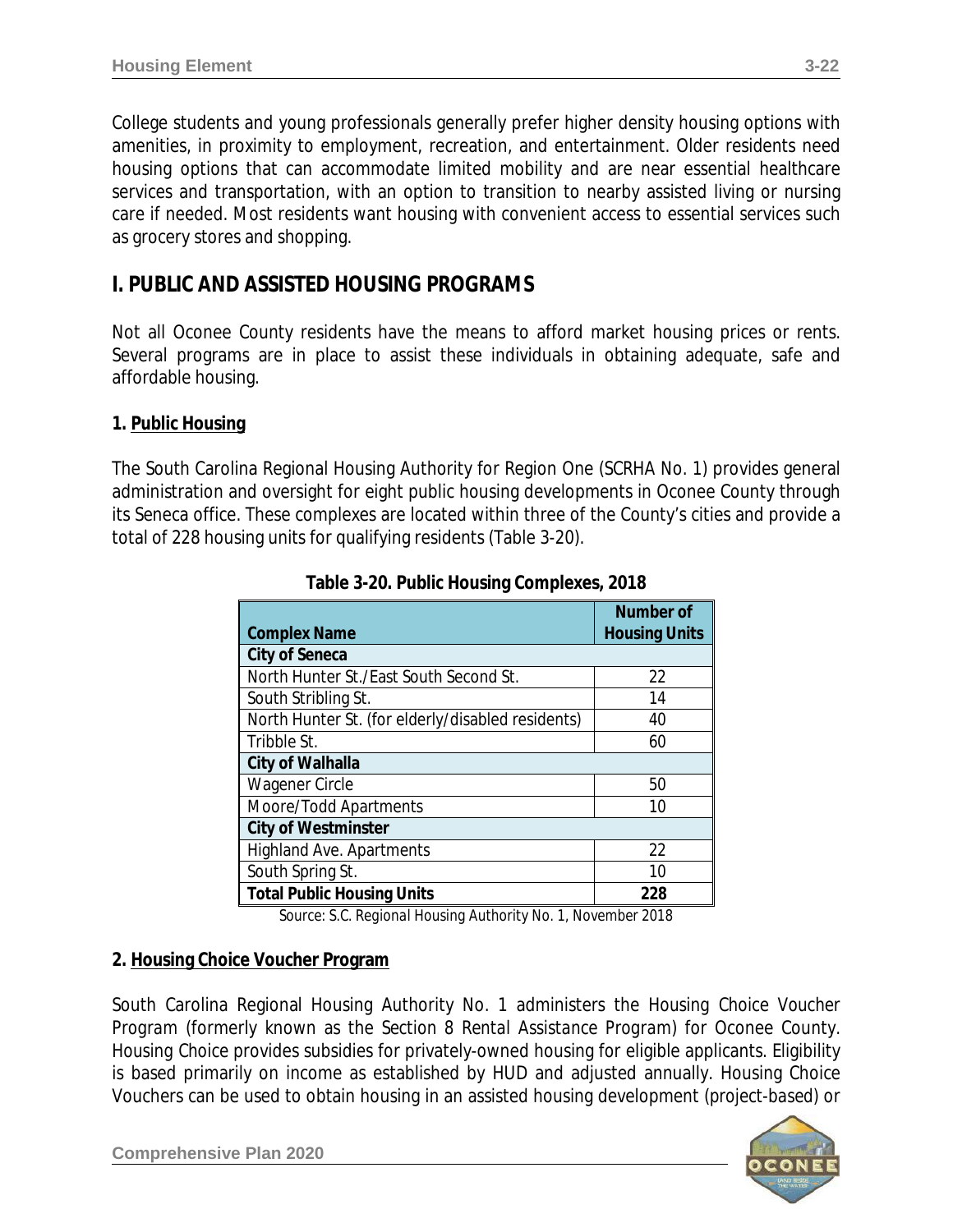College students and young professionals generally prefer higher density housing options with amenities, in proximity to employment, recreation, and entertainment. Older residents need housing options that can accommodate limited mobility and are near essential healthcare services and transportation, with an option to transition to nearby assisted living or nursing care if needed. Most residents want housing with convenient access to essential services such as grocery stores and shopping.

## I. PUBLIC AND ASSISTED HOUSING PROGRAMS

Not all Oconee County residents have the means to afford market housing prices or rents. Several programs are in place to assist these individuals in obtaining adequate, safe and affordable housing.

### 1. Public Housing

The South Carolina Regional Housing Authority for Region One (SCRHA No. 1) provides general administration and oversight for eight public housing developments in Oconee County through its Seneca office. These complexes are located within three of the County's cities and provide a total of 228 housing units for qualifying residents (Table 3-20).

**Table 3-20. Public Housing Complexes, 2018**

| Complex Name | Number of Housing Units |
|---|---|
| **City of Seneca** | |
| North Hunter St./East South Second St. | 22 |
| South Stribling St. | 14 |
| North Hunter St. (for elderly/disabled residents) | 40 |
| Tribble St. | 60 |
| **City of Walhalla** | |
| Wagener Circle | 50 |
| Moore/Todd Apartments | 10 |
| **City of Westminster** | |
| Highland Ave. Apartments | 22 |
| South Spring St. | 10 |
| **Total Public Housing Units** | **228** |

Source: S.C. Regional Housing Authority No. 1, November 2018

### 2. Housing Choice Voucher Program

South Carolina Regional Housing Authority No. 1 administers the Housing Choice Voucher Program (formerly known as the Section 8 Rental Assistance Program) for Oconee County. Housing Choice provides subsidies for privately-owned housing for eligible applicants. Eligibility is based primarily on income as established by HUD and adjusted annually. Housing Choice Vouchers can be used to obtain housing in an assisted housing development (project-based) or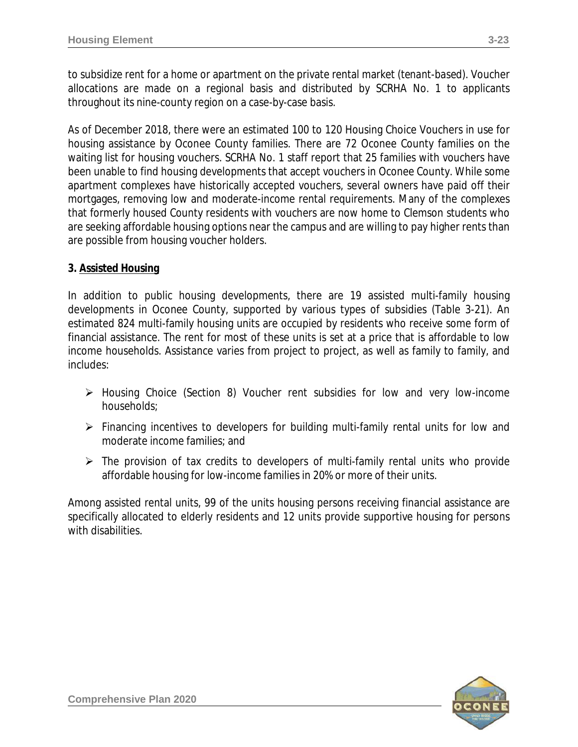to subsidize rent for a home or apartment on the private rental market (tenant-based). Voucher allocations are made on a regional basis and distributed by SCRHA No. 1 to applicants throughout its nine-county region on a case-by-case basis.

As of December 2018, there were an estimated 100 to 120 Housing Choice Vouchers in use for housing assistance by Oconee County families. There are 72 Oconee County families on the waiting list for housing vouchers. SCRHA No. 1 staff report that 25 families with vouchers have been unable to find housing developments that accept vouchers in Oconee County. While some apartment complexes have historically accepted vouchers, several owners have paid off their mortgages, removing low and moderate-income rental requirements. Many of the complexes that formerly housed County residents with vouchers are now home to Clemson students who are seeking affordable housing options near the campus and are willing to pay higher rents than are possible from housing voucher holders.

### 3. Assisted Housing

In addition to public housing developments, there are 19 assisted multi-family housing developments in Oconee County, supported by various types of subsidies (Table 3-21). An estimated 824 multi-family housing units are occupied by residents who receive some form of financial assistance. The rent for most of these units is set at a price that is affordable to low income households. Assistance varies from project to project, as well as family to family, and includes:

- Housing Choice (Section 8) Voucher rent subsidies for low and very low-income households;
- Financing incentives to developers for building multi-family rental units for low and moderate income families; and
- The provision of tax credits to developers of multi-family rental units who provide affordable housing for low-income families in 20% or more of their units.

Among assisted rental units, 99 of the units housing persons receiving financial assistance are specifically allocated to elderly residents and 12 units provide supportive housing for persons with disabilities.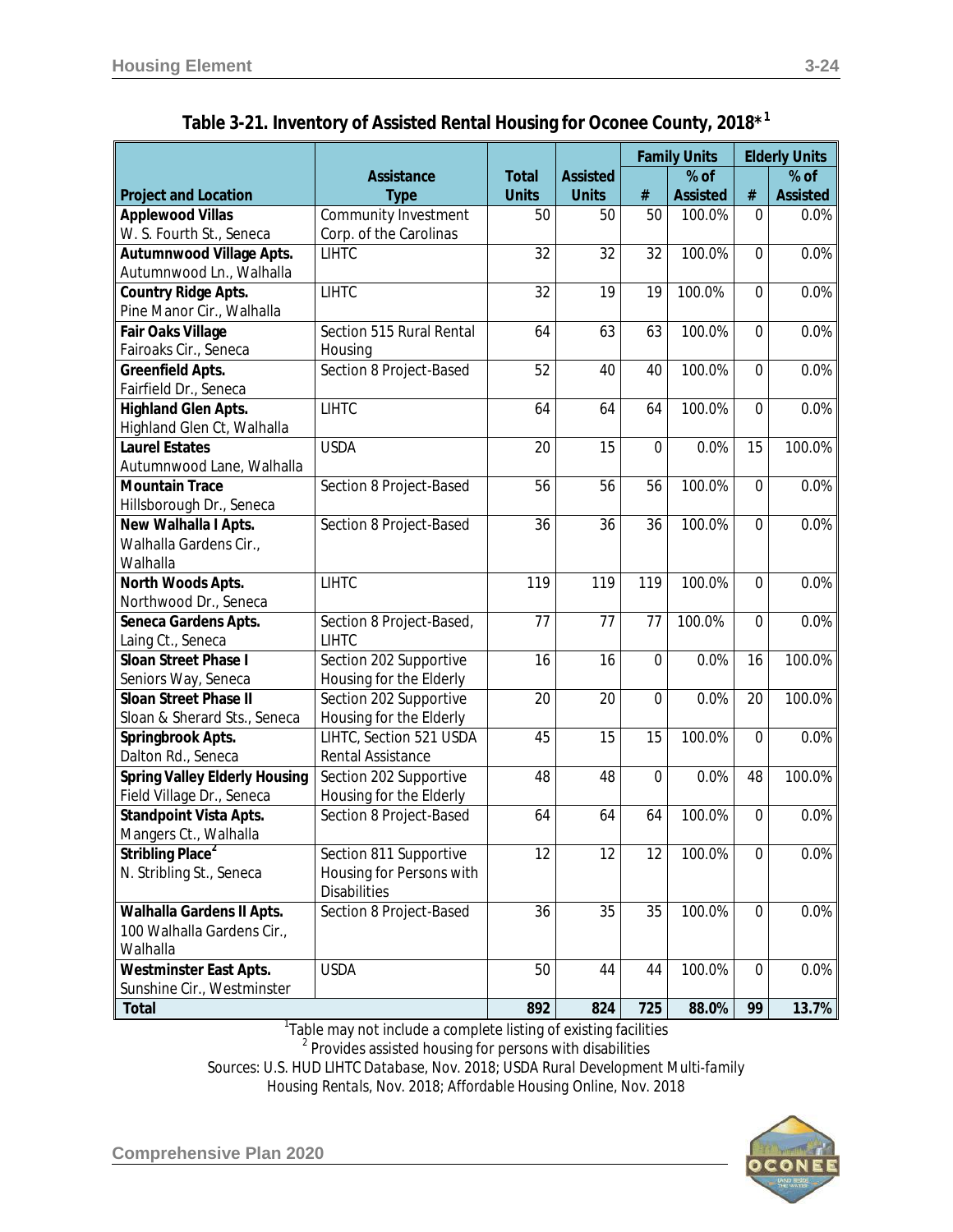**Table 3-21. Inventory of Assisted Rental Housing for Oconee County, 2018*[1]**

| Project and Location | Assistance Type | Total Units | Assisted Units | Family Units | | Elderly Units | |
|---|---|---|---|---|---|---|---|
| | | | | # | % of Assisted | # | % of Assisted |
| **Applewood Villas** W. S. Fourth St., Seneca | Community Investment Corp. of the Carolinas | 50 | 50 | 50 | 100.0% | 0 | 0.0% |
| **Autumnwood Village Apts.** Autumnwood Ln., Walhalla | LIHTC | 32 | 32 | 32 | 100.0% | 0 | 0.0% |
| **Country Ridge Apts.** Pine Manor Cir., Walhalla | LIHTC | 32 | 19 | 19 | 100.0% | 0 | 0.0% |
| **Fair Oaks Village** Fairoaks Cir., Seneca | Section 515 Rural Rental Housing | 64 | 63 | 63 | 100.0% | 0 | 0.0% |
| **Greenfield Apts.** Fairfield Dr., Seneca | Section 8 Project-Based | 52 | 40 | 40 | 100.0% | 0 | 0.0% |
| **Highland Glen Apts.** Highland Glen Ct, Walhalla | LIHTC | 64 | 64 | 64 | 100.0% | 0 | 0.0% |
| **Laurel Estates** Autumnwood Lane, Walhalla | USDA | 20 | 15 | 0 | 0.0% | 15 | 100.0% |
| **Mountain Trace** Hillsborough Dr., Seneca | Section 8 Project-Based | 56 | 56 | 56 | 100.0% | 0 | 0.0% |
| **New Walhalla I Apts.** Walhalla Gardens Cir., Walhalla | Section 8 Project-Based | 36 | 36 | 36 | 100.0% | 0 | 0.0% |
| **North Woods Apts.** Northwood Dr., Seneca | LIHTC | 119 | 119 | 119 | 100.0% | 0 | 0.0% |
| **Seneca Gardens Apts.** Laing Ct., Seneca | Section 8 Project-Based, LIHTC | 77 | 77 | 77 | 100.0% | 0 | 0.0% |
| **Sloan Street Phase I** Seniors Way, Seneca | Section 202 Supportive Housing for the Elderly | 16 | 16 | 0 | 0.0% | 16 | 100.0% |
| **Sloan Street Phase II** Sloan & Sherard Sts., Seneca | Section 202 Supportive Housing for the Elderly | 20 | 20 | 0 | 0.0% | 20 | 100.0% |
| **Springbrook Apts.** Dalton Rd., Seneca | LIHTC, Section 521 USDA Rental Assistance | 45 | 15 | 15 | 100.0% | 0 | 0.0% |
| **Spring Valley Elderly Housing** Field Village Dr., Seneca | Section 202 Supportive Housing for the Elderly | 48 | 48 | 0 | 0.0% | 48 | 100.0% |
| **Standpoint Vista Apts.** Mangers Ct., Walhalla | Section 8 Project-Based | 64 | 64 | 64 | 100.0% | 0 | 0.0% |
| **Stribling Place**[2] N. Stribling St., Seneca | Section 811 Supportive Housing for Persons with Disabilities | 12 | 12 | 12 | 100.0% | 0 | 0.0% |
| **Walhalla Gardens II Apts.** 100 Walhalla Gardens Cir., Walhalla | Section 8 Project-Based | 36 | 35 | 35 | 100.0% | 0 | 0.0% |
| **Westminster East Apts.** Sunshine Cir., Westminster | USDA | 50 | 44 | 44 | 100.0% | 0 | 0.0% |
| **Total** | | **892** | **824** | **725** | **88.0%** | **99** | **13.7%** |

[1]Table may not include a complete listing of existing facilities

[2] Provides assisted housing for persons with disabilities

Sources: U.S. HUD LIHTC Database, Nov. 2018; USDA Rural Development Multi-family Housing Rentals, Nov. 2018; Affordable Housing Online, Nov. 2018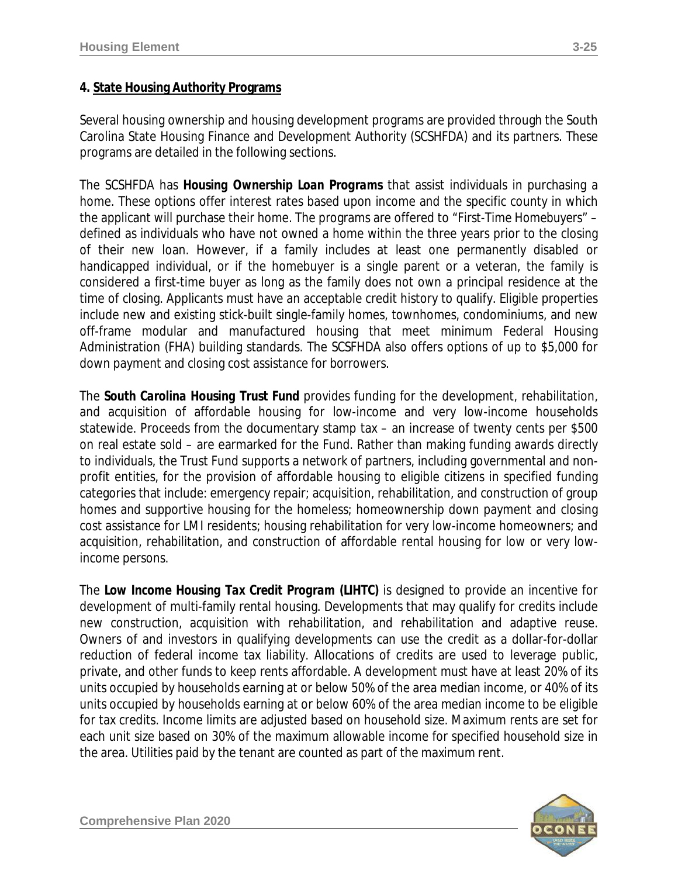#### 4. State Housing Authority Programs

Several housing ownership and housing development programs are provided through the South Carolina State Housing Finance and Development Authority (SCSHFDA) and its partners. These programs are detailed in the following sections.

The SCSHFDA has ***Housing Ownership Loan Programs*** that assist individuals in purchasing a home. These options offer interest rates based upon income and the specific county in which the applicant will purchase their home. The programs are offered to "First-Time Homebuyers" – defined as individuals who have not owned a home within the three years prior to the closing of their new loan. However, if a family includes at least one permanently disabled or handicapped individual, or if the homebuyer is a single parent or a veteran, the family is considered a first-time buyer as long as the family does not own a principal residence at the time of closing. Applicants must have an acceptable credit history to qualify. Eligible properties include new and existing stick-built single-family homes, townhomes, condominiums, and new off-frame modular and manufactured housing that meet minimum Federal Housing Administration (FHA) building standards. The SCSFHDA also offers options of up to $5,000 for down payment and closing cost assistance for borrowers.

The ***South Carolina Housing Trust Fund*** provides funding for the development, rehabilitation, and acquisition of affordable housing for low-income and very low-income households statewide. Proceeds from the documentary stamp tax – an increase of twenty cents per $500 on real estate sold – are earmarked for the Fund. Rather than making funding awards directly to individuals, the Trust Fund supports a network of partners, including governmental and non-profit entities, for the provision of affordable housing to eligible citizens in specified funding categories that include: emergency repair; acquisition, rehabilitation, and construction of group homes and supportive housing for the homeless; homeownership down payment and closing cost assistance for LMI residents; housing rehabilitation for very low-income homeowners; and acquisition, rehabilitation, and construction of affordable rental housing for low or very low-income persons.

The ***Low Income Housing Tax Credit Program (LIHTC)*** is designed to provide an incentive for development of multi-family rental housing. Developments that may qualify for credits include new construction, acquisition with rehabilitation, and rehabilitation and adaptive reuse. Owners of and investors in qualifying developments can use the credit as a dollar-for-dollar reduction of federal income tax liability. Allocations of credits are used to leverage public, private, and other funds to keep rents affordable. A development must have at least 20% of its units occupied by households earning at or below 50% of the area median income, or 40% of its units occupied by households earning at or below 60% of the area median income to be eligible for tax credits. Income limits are adjusted based on household size. Maximum rents are set for each unit size based on 30% of the maximum allowable income for specified household size in the area. Utilities paid by the tenant are counted as part of the maximum rent.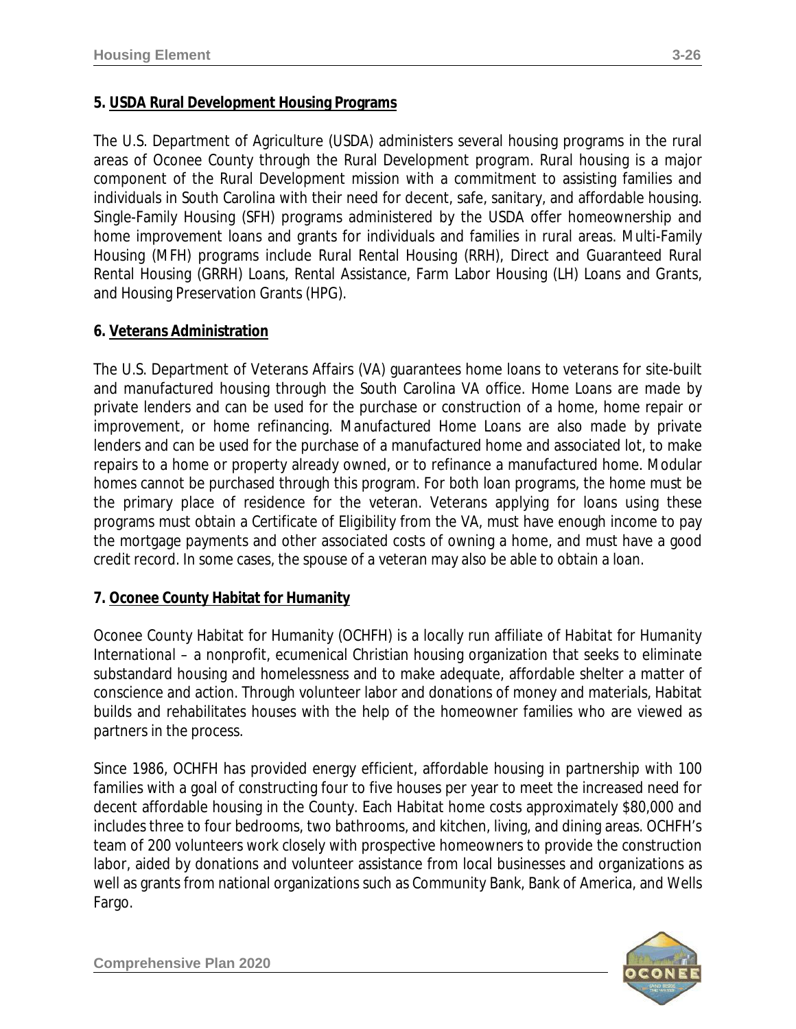**5. USDA Rural Development Housing Programs**

The U.S. Department of Agriculture (USDA) administers several housing programs in the rural areas of Oconee County through the Rural Development program. Rural housing is a major component of the Rural Development mission with a commitment to assisting families and individuals in South Carolina with their need for decent, safe, sanitary, and affordable housing. Single-Family Housing (SFH) programs administered by the USDA offer homeownership and home improvement loans and grants for individuals and families in rural areas. Multi-Family Housing (MFH) programs include Rural Rental Housing (RRH), Direct and Guaranteed Rural Rental Housing (GRRH) Loans, Rental Assistance, Farm Labor Housing (LH) Loans and Grants, and Housing Preservation Grants (HPG).

**6. Veterans Administration**

The U.S. Department of Veterans Affairs (VA) guarantees home loans to veterans for site-built and manufactured housing through the South Carolina VA office. *Home Loans* are made by private lenders and can be used for the purchase or construction of a home, home repair or improvement, or home refinancing. *Manufactured Home Loans* are also made by private lenders and can be used for the purchase of a manufactured home and associated lot, to make repairs to a home or property already owned, or to refinance a manufactured home. Modular homes cannot be purchased through this program. For both loan programs, the home must be the primary place of residence for the veteran. Veterans applying for loans using these programs must obtain a Certificate of Eligibility from the VA, must have enough income to pay the mortgage payments and other associated costs of owning a home, and must have a good credit record. In some cases, the spouse of a veteran may also be able to obtain a loan.

**7. Oconee County Habitat for Humanity**

Oconee County Habitat for Humanity (OCHFH) is a locally run affiliate of Habitat for Humanity International – a nonprofit, ecumenical Christian housing organization that seeks to eliminate substandard housing and homelessness and to make adequate, affordable shelter a matter of conscience and action. Through volunteer labor and donations of money and materials, Habitat builds and rehabilitates houses with the help of the homeowner families who are viewed as partners in the process.

Since 1986, OCHFH has provided energy efficient, affordable housing in partnership with 100 families with a goal of constructing four to five houses per year to meet the increased need for decent affordable housing in the County. Each Habitat home costs approximately $80,000 and includes three to four bedrooms, two bathrooms, and kitchen, living, and dining areas. OCHFH's team of 200 volunteers work closely with prospective homeowners to provide the construction labor, aided by donations and volunteer assistance from local businesses and organizations as well as grants from national organizations such as Community Bank, Bank of America, and Wells Fargo.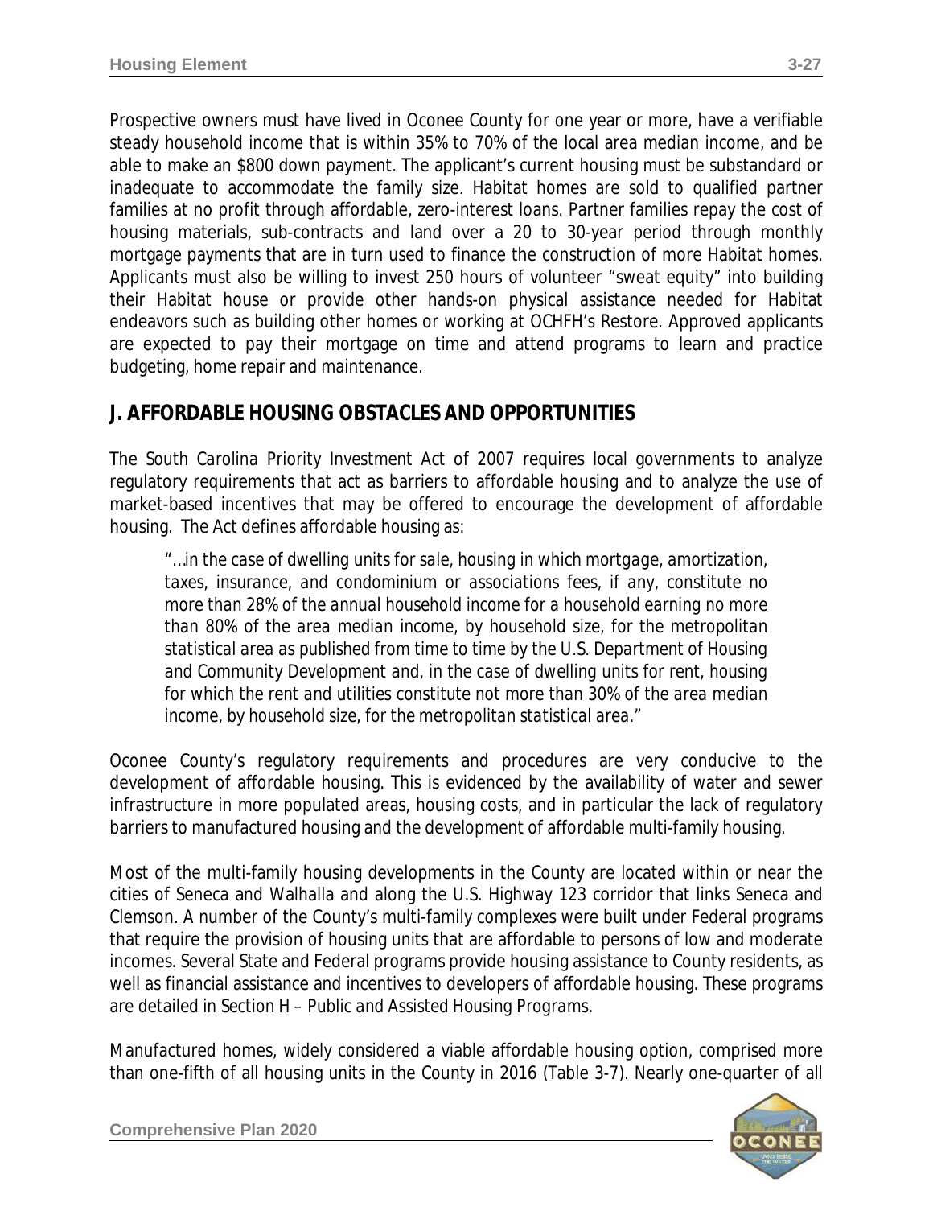Prospective owners must have lived in Oconee County for one year or more, have a verifiable steady household income that is within 35% to 70% of the local area median income, and be able to make an $800 down payment. The applicant's current housing must be substandard or inadequate to accommodate the family size. Habitat homes are sold to qualified partner families at no profit through affordable, zero-interest loans. Partner families repay the cost of housing materials, sub-contracts and land over a 20 to 30-year period through monthly mortgage payments that are in turn used to finance the construction of more Habitat homes. Applicants must also be willing to invest 250 hours of volunteer "sweat equity" into building their Habitat house or provide other hands-on physical assistance needed for Habitat endeavors such as building other homes or working at OCHFH's Restore. Approved applicants are expected to pay their mortgage on time and attend programs to learn and practice budgeting, home repair and maintenance.

## J. AFFORDABLE HOUSING OBSTACLES AND OPPORTUNITIES

The South Carolina Priority Investment Act of 2007 requires local governments to analyze regulatory requirements that act as barriers to affordable housing and to analyze the use of market-based incentives that may be offered to encourage the development of affordable housing. The Act defines affordable housing as:

> *"…in the case of dwelling units for sale, housing in which mortgage, amortization, taxes, insurance, and condominium or associations fees, if any, constitute no more than 28% of the annual household income for a household earning no more than 80% of the area median income, by household size, for the metropolitan statistical area as published from time to time by the U.S. Department of Housing and Community Development and, in the case of dwelling units for rent, housing for which the rent and utilities constitute not more than 30% of the area median income, by household size, for the metropolitan statistical area."*

Oconee County's regulatory requirements and procedures are very conducive to the development of affordable housing. This is evidenced by the availability of water and sewer infrastructure in more populated areas, housing costs, and in particular the lack of regulatory barriers to manufactured housing and the development of affordable multi-family housing.

Most of the multi-family housing developments in the County are located within or near the cities of Seneca and Walhalla and along the U.S. Highway 123 corridor that links Seneca and Clemson. A number of the County's multi-family complexes were built under Federal programs that require the provision of housing units that are affordable to persons of low and moderate incomes. Several State and Federal programs provide housing assistance to County residents, as well as financial assistance and incentives to developers of affordable housing. These programs are detailed in *Section H – Public and Assisted Housing Programs.*

Manufactured homes, widely considered a viable affordable housing option, comprised more than one-fifth of all housing units in the County in 2016 (Table 3-7). Nearly one-quarter of all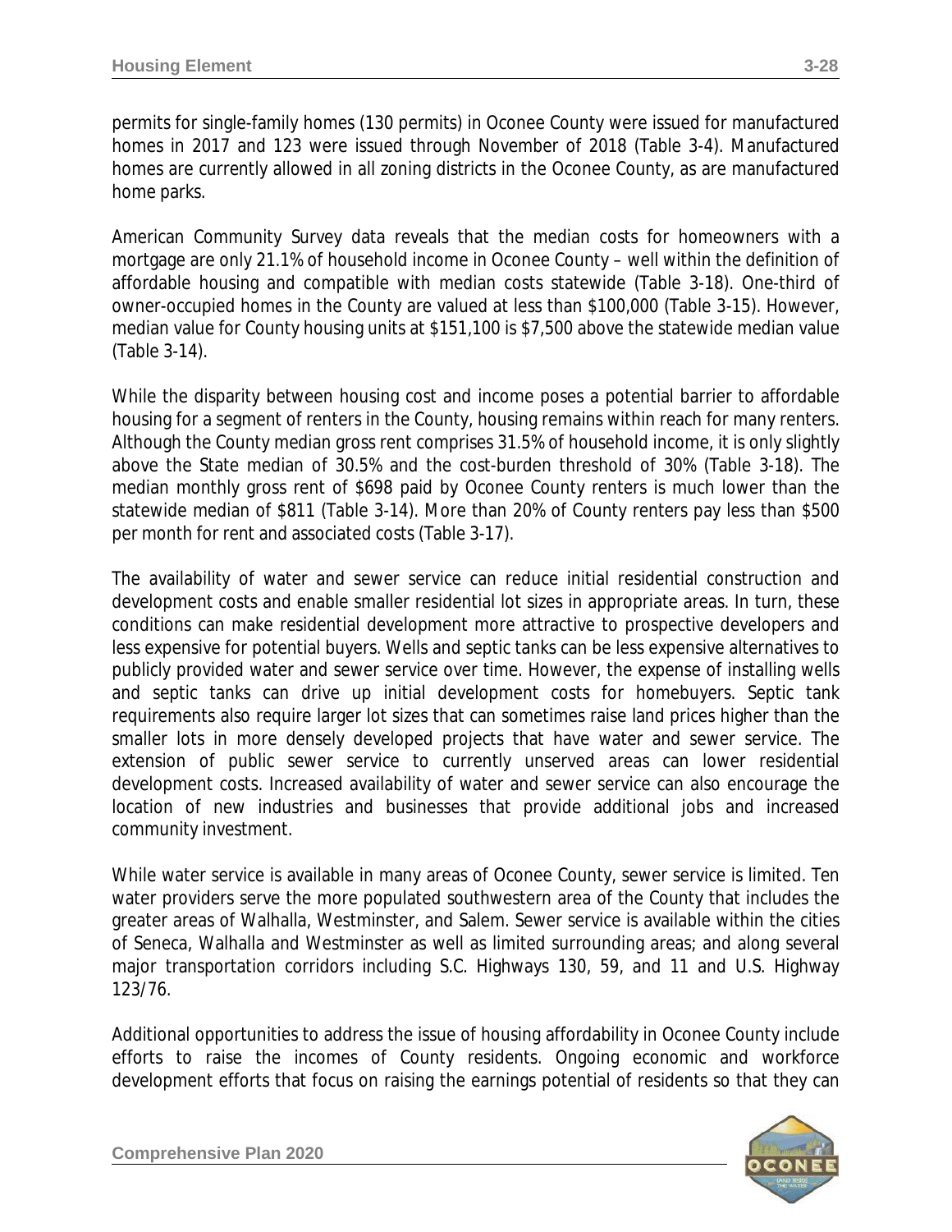permits for single-family homes (130 permits) in Oconee County were issued for manufactured homes in 2017 and 123 were issued through November of 2018 (Table 3-4). Manufactured homes are currently allowed in all zoning districts in the Oconee County, as are manufactured home parks.

American Community Survey data reveals that the median costs for homeowners with a mortgage are only 21.1% of household income in Oconee County – well within the definition of affordable housing and compatible with median costs statewide (Table 3-18). One-third of owner-occupied homes in the County are valued at less than $100,000 (Table 3-15). However, median value for County housing units at $151,100 is $7,500 above the statewide median value (Table 3-14).

While the disparity between housing cost and income poses a potential barrier to affordable housing for a segment of renters in the County, housing remains within reach for many renters. Although the County median gross rent comprises 31.5% of household income, it is only slightly above the State median of 30.5% and the cost-burden threshold of 30% (Table 3-18). The median monthly gross rent of $698 paid by Oconee County renters is much lower than the statewide median of $811 (Table 3-14). More than 20% of County renters pay less than $500 per month for rent and associated costs (Table 3-17).

The availability of water and sewer service can reduce initial residential construction and development costs and enable smaller residential lot sizes in appropriate areas. In turn, these conditions can make residential development more attractive to prospective developers and less expensive for potential buyers. Wells and septic tanks can be less expensive alternatives to publicly provided water and sewer service over time. However, the expense of installing wells and septic tanks can drive up initial development costs for homebuyers. Septic tank requirements also require larger lot sizes that can sometimes raise land prices higher than the smaller lots in more densely developed projects that have water and sewer service. The extension of public sewer service to currently unserved areas can lower residential development costs. Increased availability of water and sewer service can also encourage the location of new industries and businesses that provide additional jobs and increased community investment.

While water service is available in many areas of Oconee County, sewer service is limited. Ten water providers serve the more populated southwestern area of the County that includes the greater areas of Walhalla, Westminster, and Salem. Sewer service is available within the cities of Seneca, Walhalla and Westminster as well as limited surrounding areas; and along several major transportation corridors including S.C. Highways 130, 59, and 11 and U.S. Highway 123/76.

Additional opportunities to address the issue of housing affordability in Oconee County include efforts to raise the incomes of County residents. Ongoing economic and workforce development efforts that focus on raising the earnings potential of residents so that they can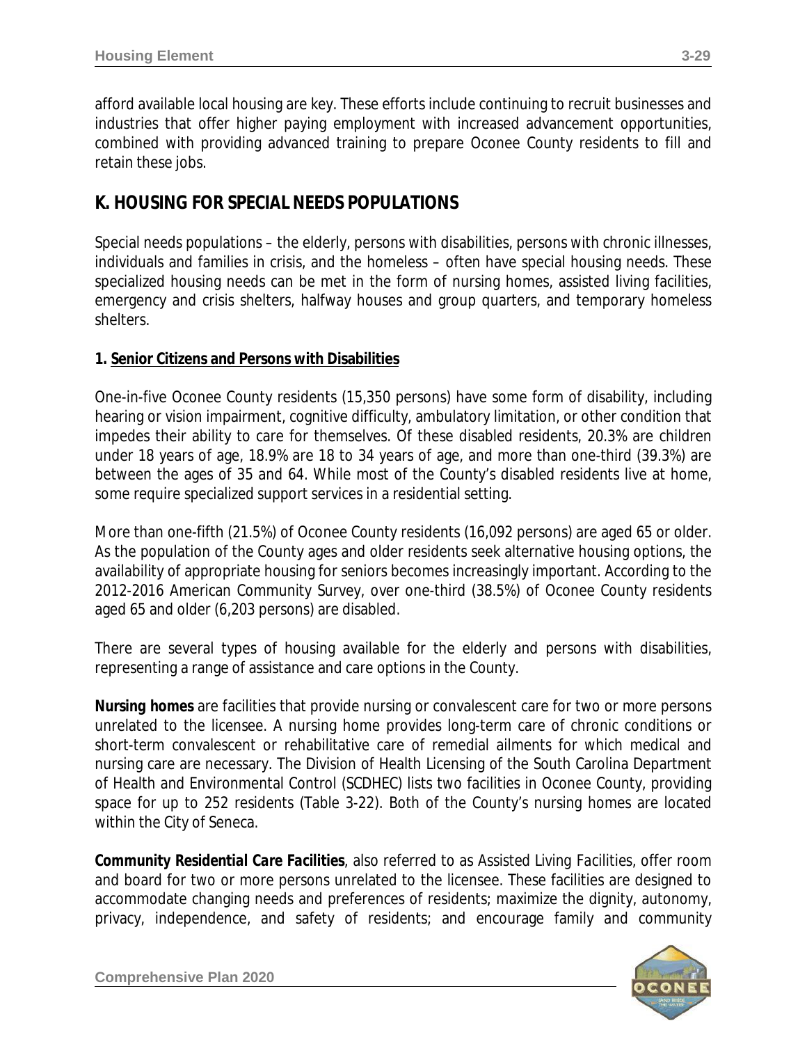afford available local housing are key. These efforts include continuing to recruit businesses and industries that offer higher paying employment with increased advancement opportunities, combined with providing advanced training to prepare Oconee County residents to fill and retain these jobs.

## K. HOUSING FOR SPECIAL NEEDS POPULATIONS

Special needs populations – the elderly, persons with disabilities, persons with chronic illnesses, individuals and families in crisis, and the homeless – often have special housing needs. These specialized housing needs can be met in the form of nursing homes, assisted living facilities, emergency and crisis shelters, halfway houses and group quarters, and temporary homeless shelters.

### 1. Senior Citizens and Persons with Disabilities

One-in-five Oconee County residents (15,350 persons) have some form of disability, including hearing or vision impairment, cognitive difficulty, ambulatory limitation, or other condition that impedes their ability to care for themselves. Of these disabled residents, 20.3% are children under 18 years of age, 18.9% are 18 to 34 years of age, and more than one-third (39.3%) are between the ages of 35 and 64. While most of the County's disabled residents live at home, some require specialized support services in a residential setting.

More than one-fifth (21.5%) of Oconee County residents (16,092 persons) are aged 65 or older. As the population of the County ages and older residents seek alternative housing options, the availability of appropriate housing for seniors becomes increasingly important. According to the 2012-2016 American Community Survey, over one-third (38.5%) of Oconee County residents aged 65 and older (6,203 persons) are disabled.

There are several types of housing available for the elderly and persons with disabilities, representing a range of assistance and care options in the County.

**Nursing homes** are facilities that provide nursing or convalescent care for two or more persons unrelated to the licensee. A nursing home provides long-term care of chronic conditions or short-term convalescent or rehabilitative care of remedial ailments for which medical and nursing care are necessary. The Division of Health Licensing of the South Carolina Department of Health and Environmental Control (SCDHEC) lists two facilities in Oconee County, providing space for up to 252 residents (Table 3-22). Both of the County's nursing homes are located within the City of Seneca.

***Community Residential Care Facilities***, also referred to as *Assisted Living Facilities*, offer room and board for two or more persons unrelated to the licensee. These facilities are designed to accommodate changing needs and preferences of residents; maximize the dignity, autonomy, privacy, independence, and safety of residents; and encourage family and community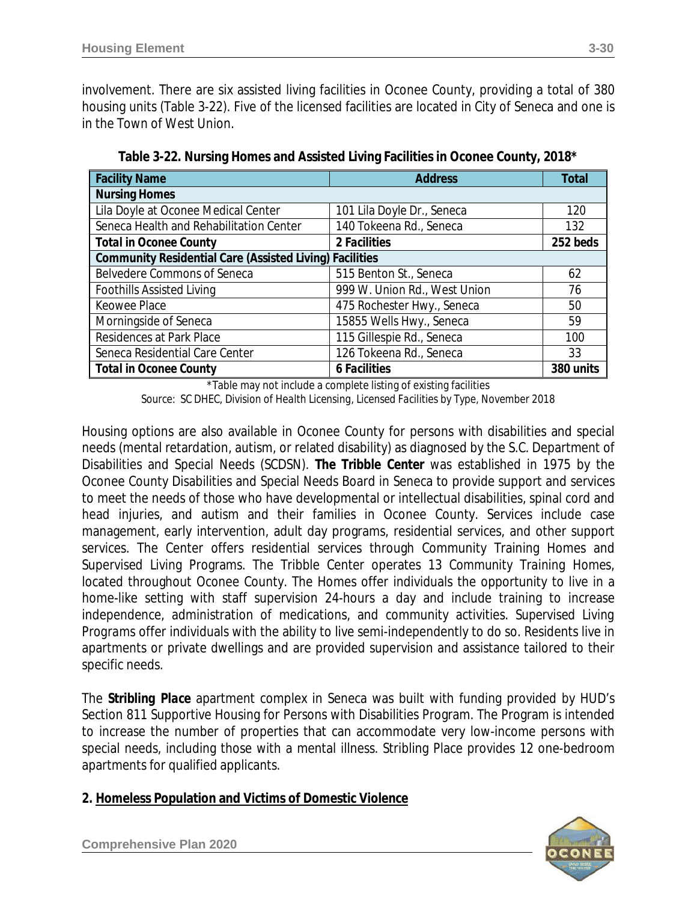involvement. There are six assisted living facilities in Oconee County, providing a total of 380 housing units (Table 3-22). Five of the licensed facilities are located in City of Seneca and one is in the Town of West Union.

**Table 3-22. Nursing Homes and Assisted Living Facilities in Oconee County, 2018***

| Facility Name | Address | Total |
|---|---|---|
| **Nursing Homes** | | |
| Lila Doyle at Oconee Medical Center | 101 Lila Doyle Dr., Seneca | 120 |
| Seneca Health and Rehabilitation Center | 140 Tokeena Rd., Seneca | 132 |
| **Total in Oconee County** | **2 Facilities** | **252 beds** |
| **Community Residential Care (Assisted Living) Facilities** | | |
| Belvedere Commons of Seneca | 515 Benton St., Seneca | 62 |
| Foothills Assisted Living | 999 W. Union Rd., West Union | 76 |
| Keowee Place | 475 Rochester Hwy., Seneca | 50 |
| Morningside of Seneca | 15855 Wells Hwy., Seneca | 59 |
| Residences at Park Place | 115 Gillespie Rd., Seneca | 100 |
| Seneca Residential Care Center | 126 Tokeena Rd., Seneca | 33 |
| **Total in Oconee County** | **6 Facilities** | **380 units** |

*Table may not include a complete listing of existing facilities

Source: SC DHEC, Division of Health Licensing, *Licensed Facilities by Type*, November 2018

Housing options are also available in Oconee County for persons with disabilities and special needs (mental retardation, autism, or related disability) as diagnosed by the S.C. Department of Disabilities and Special Needs (SCDSN). **The Tribble Center** was established in 1975 by the Oconee County Disabilities and Special Needs Board in Seneca to provide support and services to meet the needs of those who have developmental or intellectual disabilities, spinal cord and head injuries, and autism and their families in Oconee County. Services include case management, early intervention, adult day programs, residential services, and other support services. The Center offers residential services through Community Training Homes and Supervised Living Programs. The Tribble Center operates 13 Community Training Homes, located throughout Oconee County. The Homes offer individuals the opportunity to live in a home-like setting with staff supervision 24-hours a day and include training to increase independence, administration of medications, and community activities. Supervised Living Programs offer individuals with the ability to live semi-independently to do so. Residents live in apartments or private dwellings and are provided supervision and assistance tailored to their specific needs.

The **Stribling Place** apartment complex in Seneca was built with funding provided by HUD's Section 811 Supportive Housing for Persons with Disabilities Program. The Program is intended to increase the number of properties that can accommodate very low-income persons with special needs, including those with a mental illness. Stribling Place provides 12 one-bedroom apartments for qualified applicants.

**2. Homeless Population and Victims of Domestic Violence**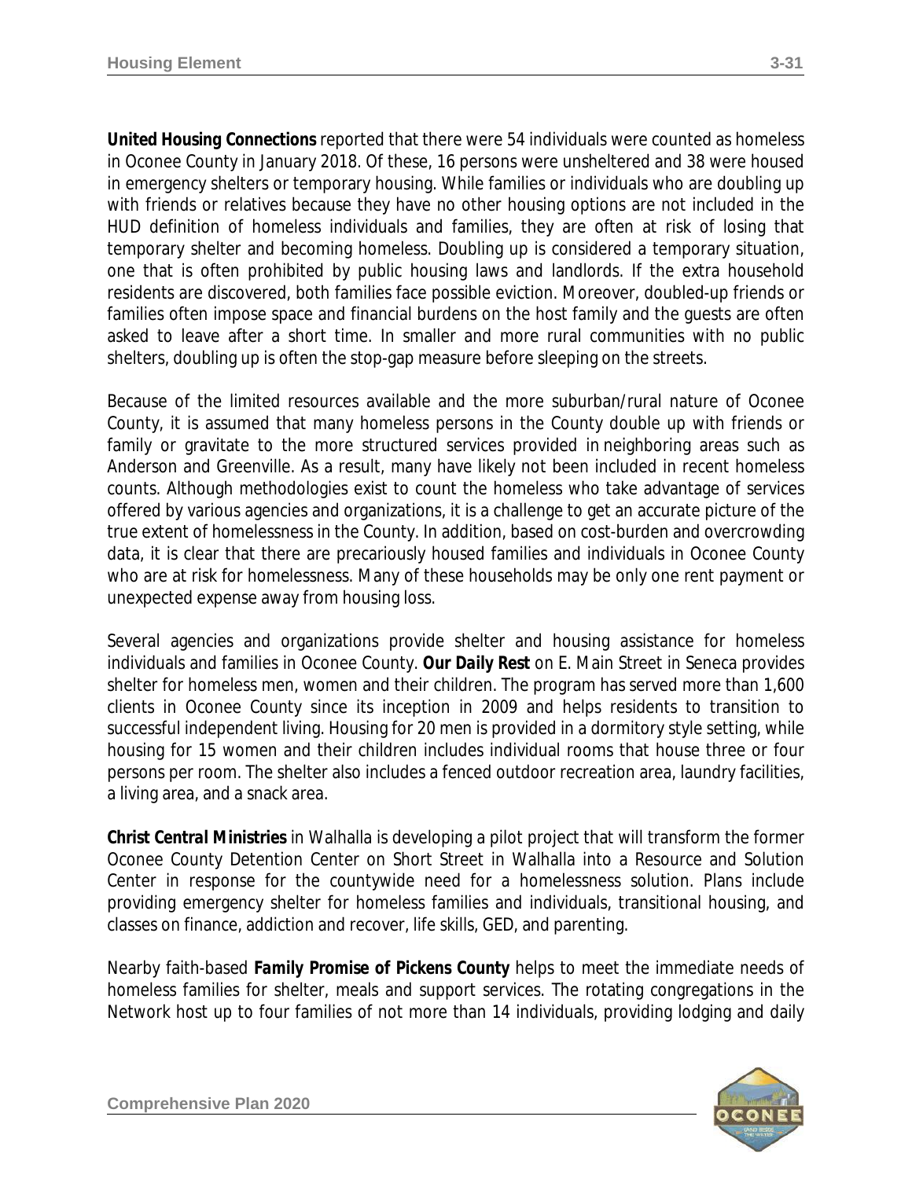**United Housing Connections** reported that there were 54 individuals were counted as homeless in Oconee County in January 2018. Of these, 16 persons were unsheltered and 38 were housed in emergency shelters or temporary housing. While families or individuals who are doubling up with friends or relatives because they have no other housing options are not included in the HUD definition of homeless individuals and families, they are often at risk of losing that temporary shelter and becoming homeless. Doubling up is considered a temporary situation, one that is often prohibited by public housing laws and landlords. If the extra household residents are discovered, both families face possible eviction. Moreover, doubled-up friends or families often impose space and financial burdens on the host family and the guests are often asked to leave after a short time. In smaller and more rural communities with no public shelters, doubling up is often the stop-gap measure before sleeping on the streets.

Because of the limited resources available and the more suburban/rural nature of Oconee County, it is assumed that many homeless persons in the County double up with friends or family or gravitate to the more structured services provided in neighboring areas such as Anderson and Greenville. As a result, many have likely not been included in recent homeless counts. Although methodologies exist to count the homeless who take advantage of services offered by various agencies and organizations, it is a challenge to get an accurate picture of the true extent of homelessness in the County. In addition, based on cost-burden and overcrowding data, it is clear that there are precariously housed families and individuals in Oconee County who are at risk for homelessness. Many of these households may be only one rent payment or unexpected expense away from housing loss.

Several agencies and organizations provide shelter and housing assistance for homeless individuals and families in Oconee County. ***Our Daily Rest*** on E. Main Street in Seneca provides shelter for homeless men, women and their children. The program has served more than 1,600 clients in Oconee County since its inception in 2009 and helps residents to transition to successful independent living. Housing for 20 men is provided in a dormitory style setting, while housing for 15 women and their children includes individual rooms that house three or four persons per room. The shelter also includes a fenced outdoor recreation area, laundry facilities, a living area, and a snack area.

***Christ Central Ministries*** in Walhalla is developing a pilot project that will transform the former Oconee County Detention Center on Short Street in Walhalla into a Resource and Solution Center in response for the countywide need for a homelessness solution. Plans include providing emergency shelter for homeless families and individuals, transitional housing, and classes on finance, addiction and recover, life skills, GED, and parenting.

Nearby faith-based ***Family Promise of Pickens County*** helps to meet the immediate needs of homeless families for shelter, meals and support services. The rotating congregations in the Network host up to four families of not more than 14 individuals, providing lodging and daily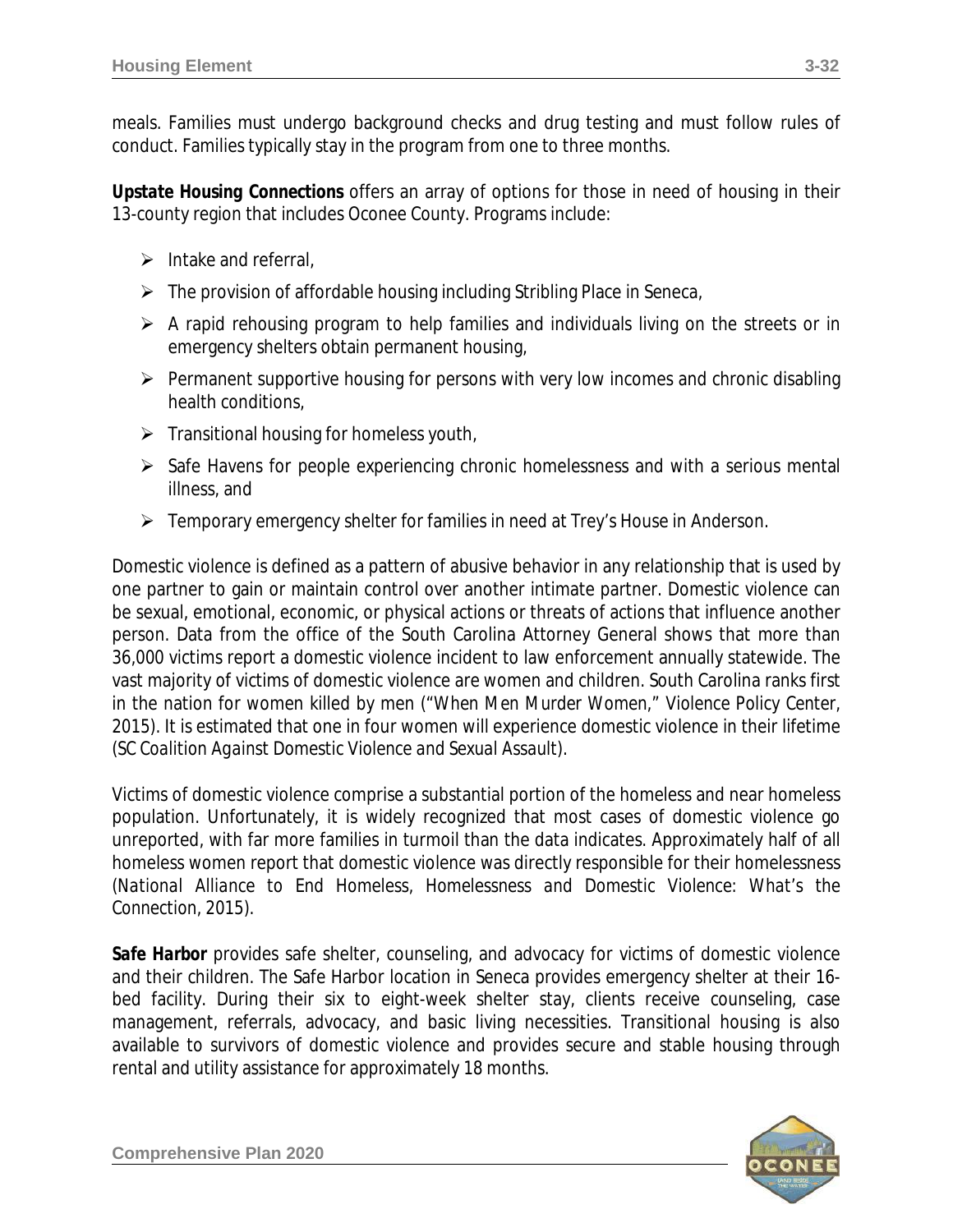meals. Families must undergo background checks and drug testing and must follow rules of conduct. Families typically stay in the program from one to three months.

**Upstate Housing Connections** offers an array of options for those in need of housing in their 13-county region that includes Oconee County. Programs include:

- Intake and referral,
- The provision of affordable housing including Stribling Place in Seneca,
- A rapid rehousing program to help families and individuals living on the streets or in emergency shelters obtain permanent housing,
- Permanent supportive housing for persons with very low incomes and chronic disabling health conditions,
- Transitional housing for homeless youth,
- Safe Havens for people experiencing chronic homelessness and with a serious mental illness, and
- Temporary emergency shelter for families in need at Trey's House in Anderson.

Domestic violence is defined as a pattern of abusive behavior in any relationship that is used by one partner to gain or maintain control over another intimate partner. Domestic violence can be sexual, emotional, economic, or physical actions or threats of actions that influence another person. Data from the office of the South Carolina Attorney General shows that more than 36,000 victims report a domestic violence incident to law enforcement annually statewide. The vast majority of victims of domestic violence are women and children. South Carolina ranks first in the nation for women killed by men ("When Men Murder Women," Violence Policy Center, 2015). It is estimated that one in four women will experience domestic violence in their lifetime (*SC Coalition Against Domestic Violence and Sexual Assault*).

Victims of domestic violence comprise a substantial portion of the homeless and near homeless population. Unfortunately, it is widely recognized that most cases of domestic violence go unreported, with far more families in turmoil than the data indicates. Approximately half of all homeless women report that domestic violence was directly responsible for their homelessness (*National Alliance to End Homeless, Homelessness and Domestic Violence: What's the Connection, 2015*).

**Safe Harbor** provides safe shelter, counseling, and advocacy for victims of domestic violence and their children. The Safe Harbor location in Seneca provides emergency shelter at their 16-bed facility. During their six to eight-week shelter stay, clients receive counseling, case management, referrals, advocacy, and basic living necessities. Transitional housing is also available to survivors of domestic violence and provides secure and stable housing through rental and utility assistance for approximately 18 months.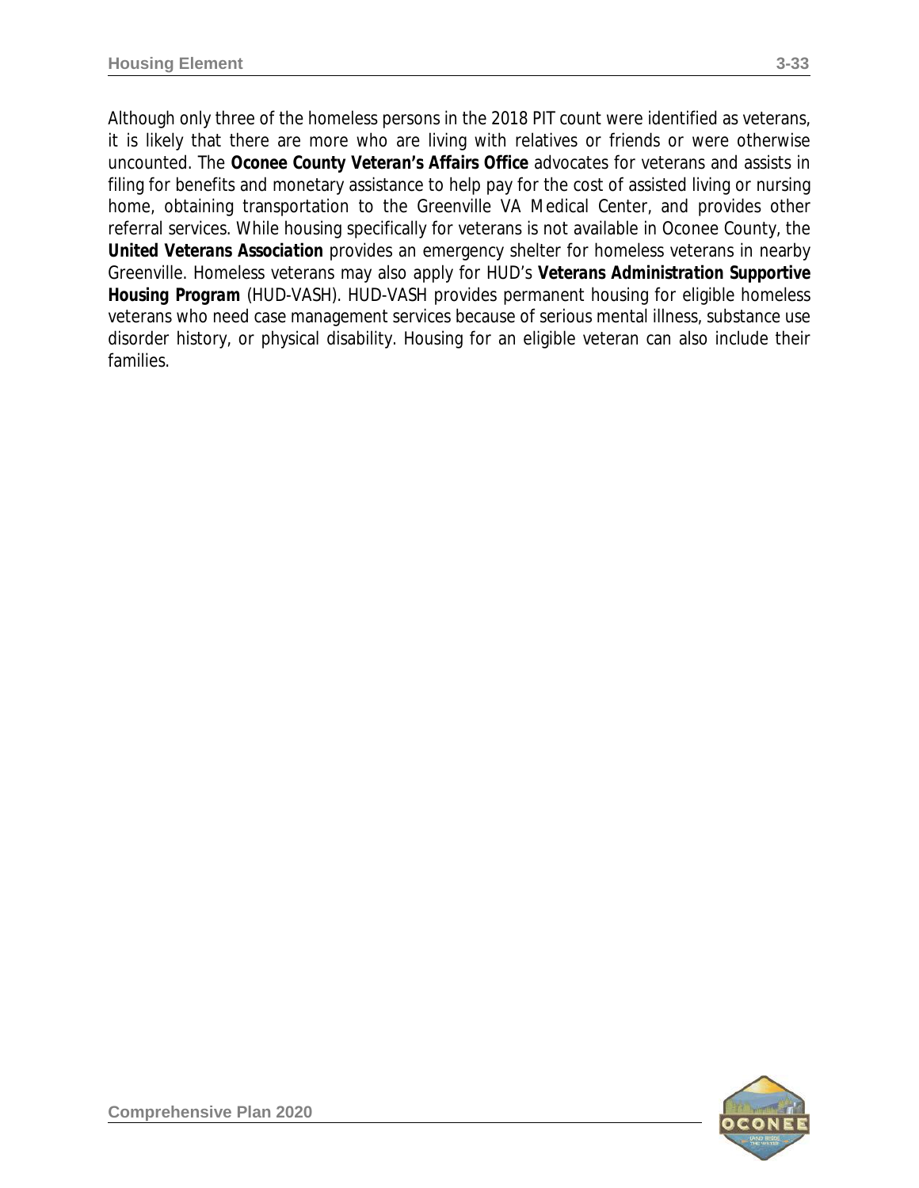Although only three of the homeless persons in the 2018 PIT count were identified as veterans, it is likely that there are more who are living with relatives or friends or were otherwise uncounted. The **Oconee County Veteran's Affairs Office** advocates for veterans and assists in filing for benefits and monetary assistance to help pay for the cost of assisted living or nursing home, obtaining transportation to the Greenville VA Medical Center, and provides other referral services. While housing specifically for veterans is not available in Oconee County, the ***United Veterans Association*** provides an emergency shelter for homeless veterans in nearby Greenville. Homeless veterans may also apply for HUD's ***Veterans Administration Supportive Housing Program*** (HUD-VASH). HUD-VASH provides permanent housing for eligible homeless veterans who need case management services because of serious mental illness, substance use disorder history, or physical disability. Housing for an eligible veteran can also include their families.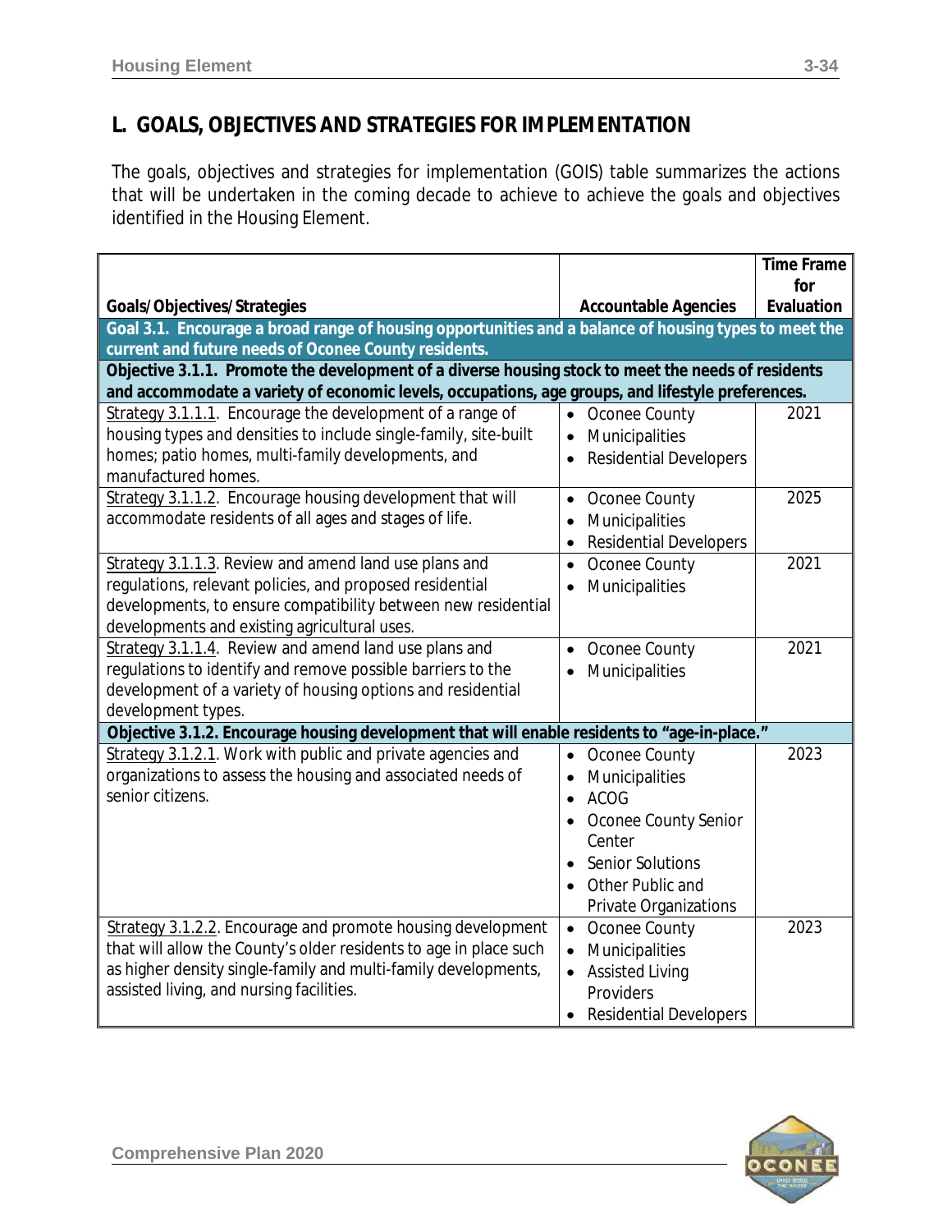## L. GOALS, OBJECTIVES AND STRATEGIES FOR IMPLEMENTATION

The goals, objectives and strategies for implementation (GOIS) table summarizes the actions that will be undertaken in the coming decade to achieve to achieve the goals and objectives identified in the Housing Element.

| Goals/Objectives/Strategies | Accountable Agencies | Time Frame for Evaluation |
|---|---|---|
| **Goal 3.1. Encourage a broad range of housing opportunities and a balance of housing types to meet the current and future needs of Oconee County residents.** | | |
| **Objective 3.1.1. Promote the development of a diverse housing stock to meet the needs of residents and accommodate a variety of economic levels, occupations, age groups, and lifestyle preferences.** | | |
| Strategy 3.1.1.1. Encourage the development of a range of housing types and densities to include single-family, site-built homes; patio homes, multi-family developments, and manufactured homes. | • Oconee County<br>• Municipalities<br>• Residential Developers | 2021 |
| Strategy 3.1.1.2. Encourage housing development that will accommodate residents of all ages and stages of life. | • Oconee County<br>• Municipalities<br>• Residential Developers | 2025 |
| Strategy 3.1.1.3. Review and amend land use plans and regulations, relevant policies, and proposed residential developments, to ensure compatibility between new residential developments and existing agricultural uses. | • Oconee County<br>• Municipalities | 2021 |
| Strategy 3.1.1.4. Review and amend land use plans and regulations to identify and remove possible barriers to the development of a variety of housing options and residential development types. | • Oconee County<br>• Municipalities | 2021 |
| **Objective 3.1.2. Encourage housing development that will enable residents to "age-in-place."** | | |
| Strategy 3.1.2.1. Work with public and private agencies and organizations to assess the housing and associated needs of senior citizens. | • Oconee County<br>• Municipalities<br>• ACOG<br>• Oconee County Senior Center<br>• Senior Solutions<br>• Other Public and Private Organizations | 2023 |
| Strategy 3.1.2.2. Encourage and promote housing development that will allow the County's older residents to age in place such as higher density single-family and multi-family developments, assisted living, and nursing facilities. | • Oconee County<br>• Municipalities<br>• Assisted Living Providers<br>• Residential Developers | 2023 |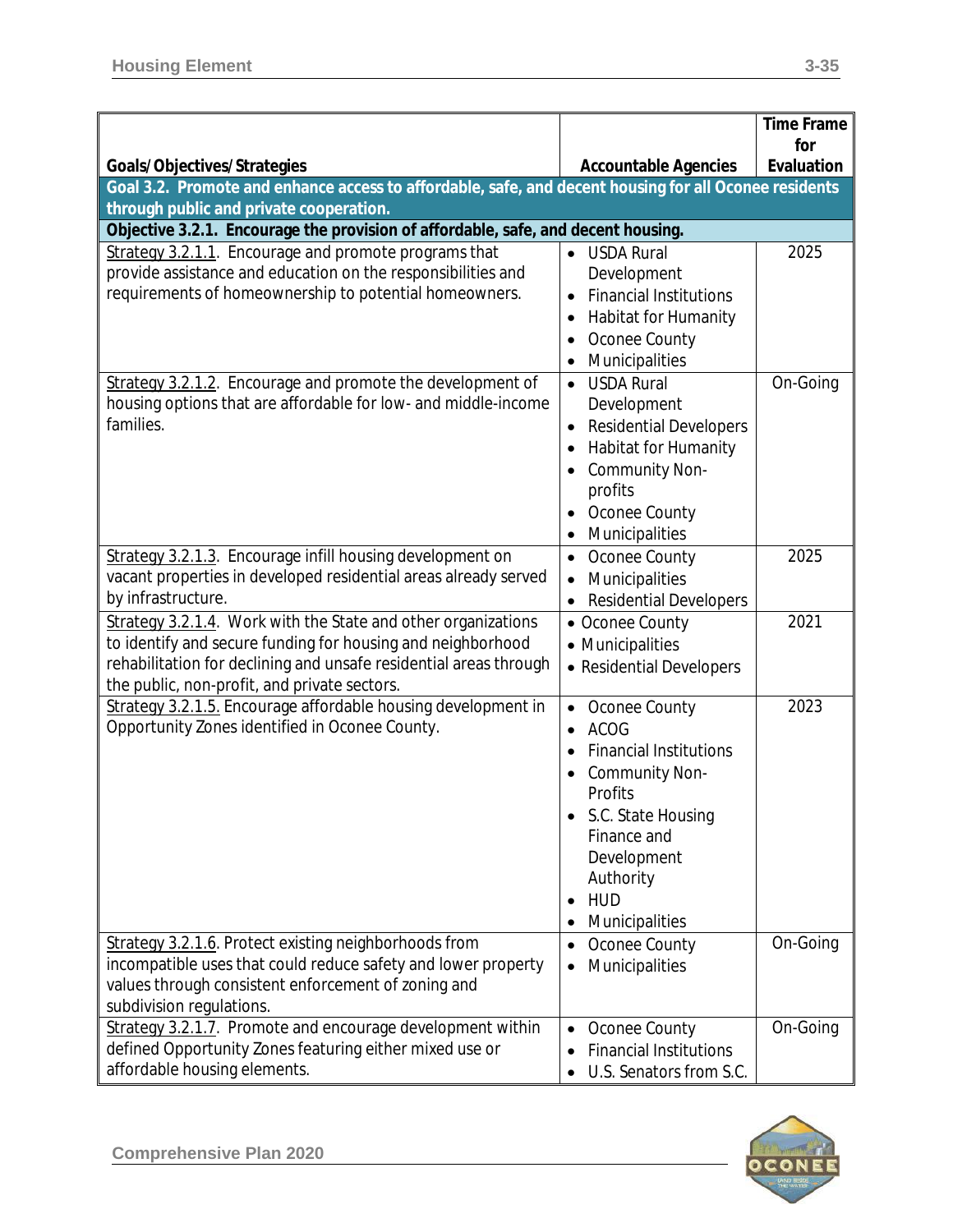| Goals/Objectives/Strategies | Accountable Agencies | Time Frame for Evaluation |
|---|---|---|
| **Goal 3.2. Promote and enhance access to affordable, safe, and decent housing for all Oconee residents through public and private cooperation.** | | |
| **Objective 3.2.1. Encourage the provision of affordable, safe, and decent housing.** | | |
| Strategy 3.2.1.1. Encourage and promote programs that provide assistance and education on the responsibilities and requirements of homeownership to potential homeowners. | • USDA Rural Development<br>• Financial Institutions<br>• Habitat for Humanity<br>• Oconee County<br>• Municipalities | 2025 |
| Strategy 3.2.1.2. Encourage and promote the development of housing options that are affordable for low- and middle-income families. | • USDA Rural Development<br>• Residential Developers<br>• Habitat for Humanity<br>• Community Non-profits<br>• Oconee County<br>• Municipalities | On-Going |
| Strategy 3.2.1.3. Encourage infill housing development on vacant properties in developed residential areas already served by infrastructure. | • Oconee County<br>• Municipalities<br>• Residential Developers | 2025 |
| Strategy 3.2.1.4. Work with the State and other organizations to identify and secure funding for housing and neighborhood rehabilitation for declining and unsafe residential areas through the public, non-profit, and private sectors. | • Oconee County<br>• Municipalities<br>• Residential Developers | 2021 |
| Strategy 3.2.1.5. Encourage affordable housing development in Opportunity Zones identified in Oconee County. | • Oconee County<br>• ACOG<br>• Financial Institutions<br>• Community Non-Profits<br>• S.C. State Housing Finance and Development Authority<br>• HUD<br>• Municipalities | 2023 |
| Strategy 3.2.1.6. Protect existing neighborhoods from incompatible uses that could reduce safety and lower property values through consistent enforcement of zoning and subdivision regulations. | • Oconee County<br>• Municipalities | On-Going |
| Strategy 3.2.1.7. Promote and encourage development within defined Opportunity Zones featuring either mixed use or affordable housing elements. | • Oconee County<br>• Financial Institutions<br>• U.S. Senators from S.C. | On-Going |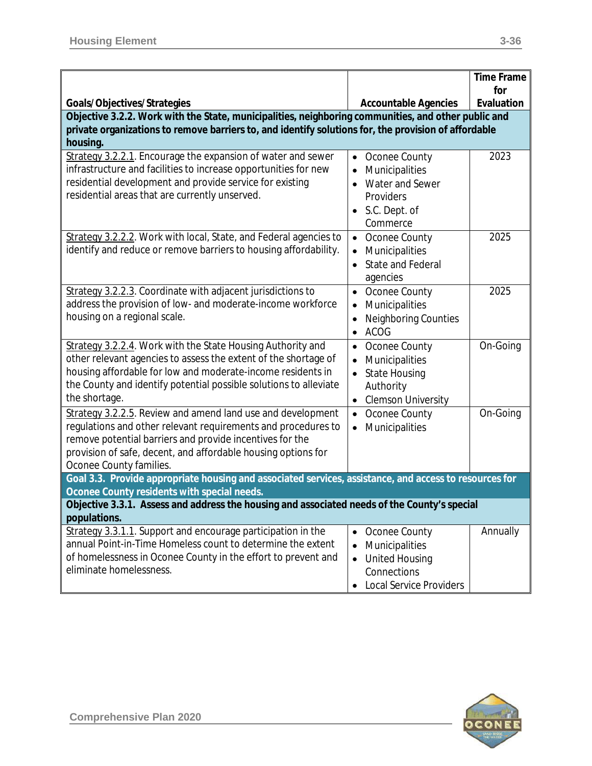| Goals/Objectives/Strategies | Accountable Agencies | Time Frame for Evaluation |
|---|---|---|
| **Objective 3.2.2. Work with the State, municipalities, neighboring communities, and other public and private organizations to remove barriers to, and identify solutions for, the provision of affordable housing.** | | |
| Strategy 3.2.2.1. Encourage the expansion of water and sewer infrastructure and facilities to increase opportunities for new residential development and provide service for existing residential areas that are currently unserved. | • Oconee County<br>• Municipalities<br>• Water and Sewer Providers<br>• S.C. Dept. of Commerce | 2023 |
| Strategy 3.2.2.2. Work with local, State, and Federal agencies to identify and reduce or remove barriers to housing affordability. | • Oconee County<br>• Municipalities<br>• State and Federal agencies | 2025 |
| Strategy 3.2.2.3. Coordinate with adjacent jurisdictions to address the provision of low- and moderate-income workforce housing on a regional scale. | • Oconee County<br>• Municipalities<br>• Neighboring Counties<br>• ACOG | 2025 |
| Strategy 3.2.2.4. Work with the State Housing Authority and other relevant agencies to assess the extent of the shortage of housing affordable for low and moderate-income residents in the County and identify potential possible solutions to alleviate the shortage. | • Oconee County<br>• Municipalities<br>• State Housing Authority<br>• Clemson University | On-Going |
| Strategy 3.2.2.5. Review and amend land use and development regulations and other relevant requirements and procedures to remove potential barriers and provide incentives for the provision of safe, decent, and affordable housing options for Oconee County families. | • Oconee County<br>• Municipalities | On-Going |
| **Goal 3.3. Provide appropriate housing and associated services, assistance, and access to resources for Oconee County residents with special needs.** | | |
| **Objective 3.3.1. Assess and address the housing and associated needs of the County's special populations.** | | |
| Strategy 3.3.1.1. Support and encourage participation in the annual Point-in-Time Homeless count to determine the extent of homelessness in Oconee County in the effort to prevent and eliminate homelessness. | • Oconee County<br>• Municipalities<br>• United Housing Connections<br>• Local Service Providers | Annually |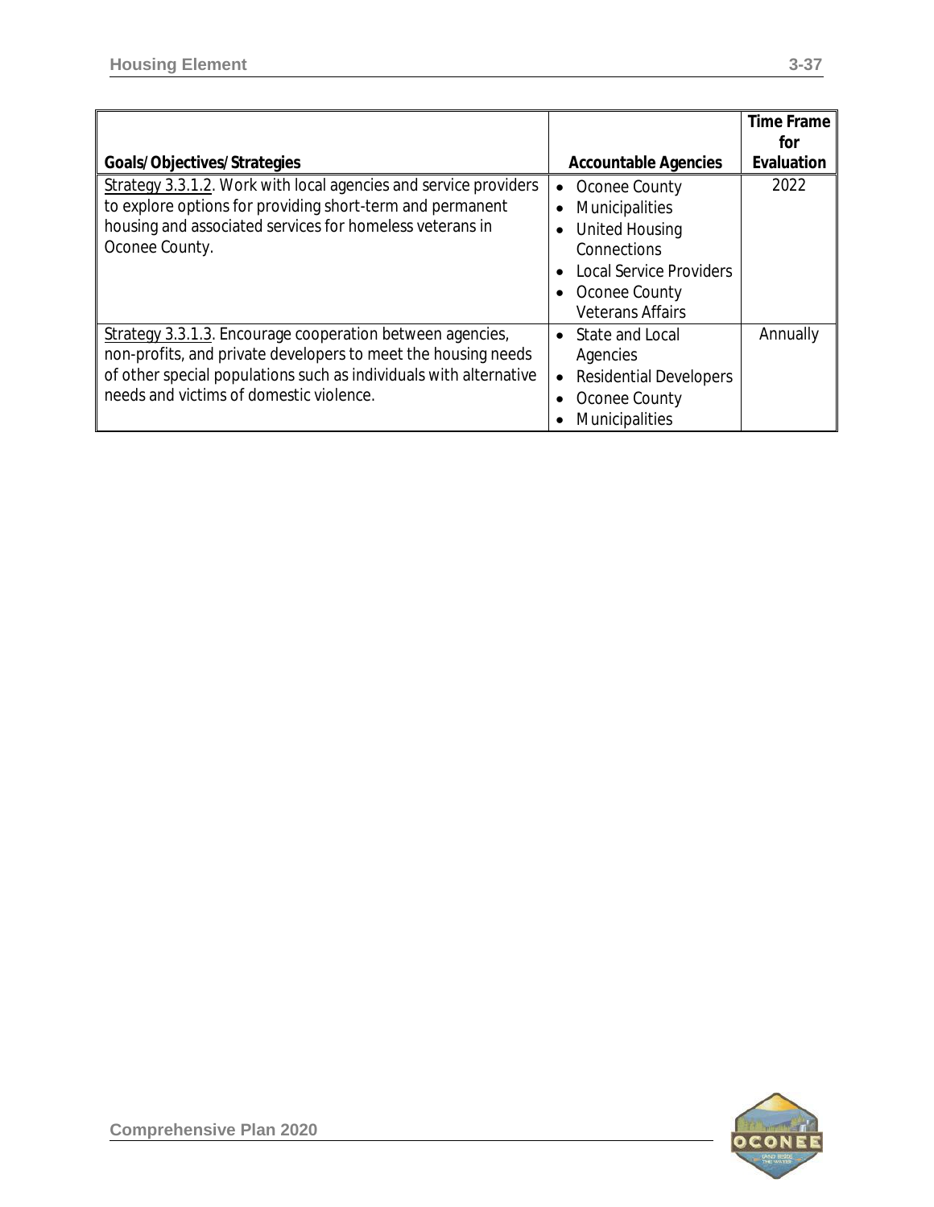| Goals/Objectives/Strategies | Accountable Agencies | Time Frame for Evaluation |
|---|---|---|
| Strategy 3.3.1.2. Work with local agencies and service providers to explore options for providing short-term and permanent housing and associated services for homeless veterans in Oconee County. | • Oconee County<br>• Municipalities<br>• United Housing Connections<br>• Local Service Providers<br>• Oconee County Veterans Affairs | 2022 |
| Strategy 3.3.1.3. Encourage cooperation between agencies, non-profits, and private developers to meet the housing needs of other special populations such as individuals with alternative needs and victims of domestic violence. | • State and Local Agencies<br>• Residential Developers<br>• Oconee County<br>• Municipalities | Annually |